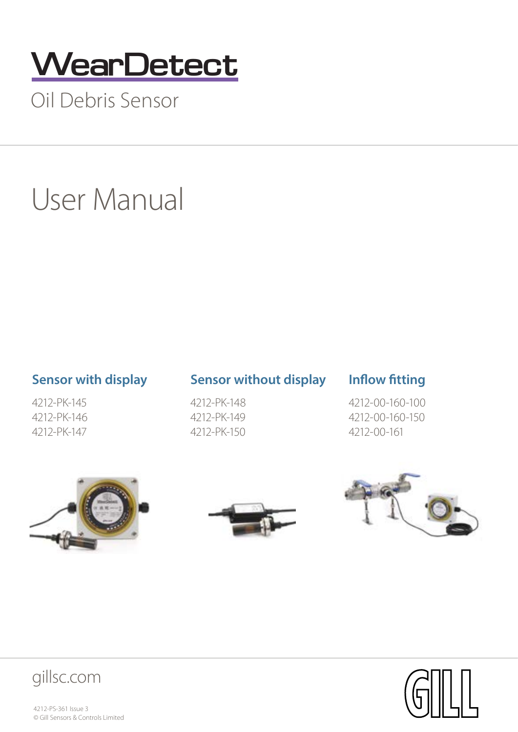# WearDetect

Oil Debris Sensor

# User Manual

### Sensor with display

4212-PK-145
4212-PK-146
4212-PK-147

### Sensor without display

4212-PK-148
4212-PK-149
4212-PK-150

### Inflow fitting

4212-00-160-100
4212-00-160-150
4212-00-161

gillsc.com

4212-PS-361 Issue 3
© Gill Sensors & Controls Limited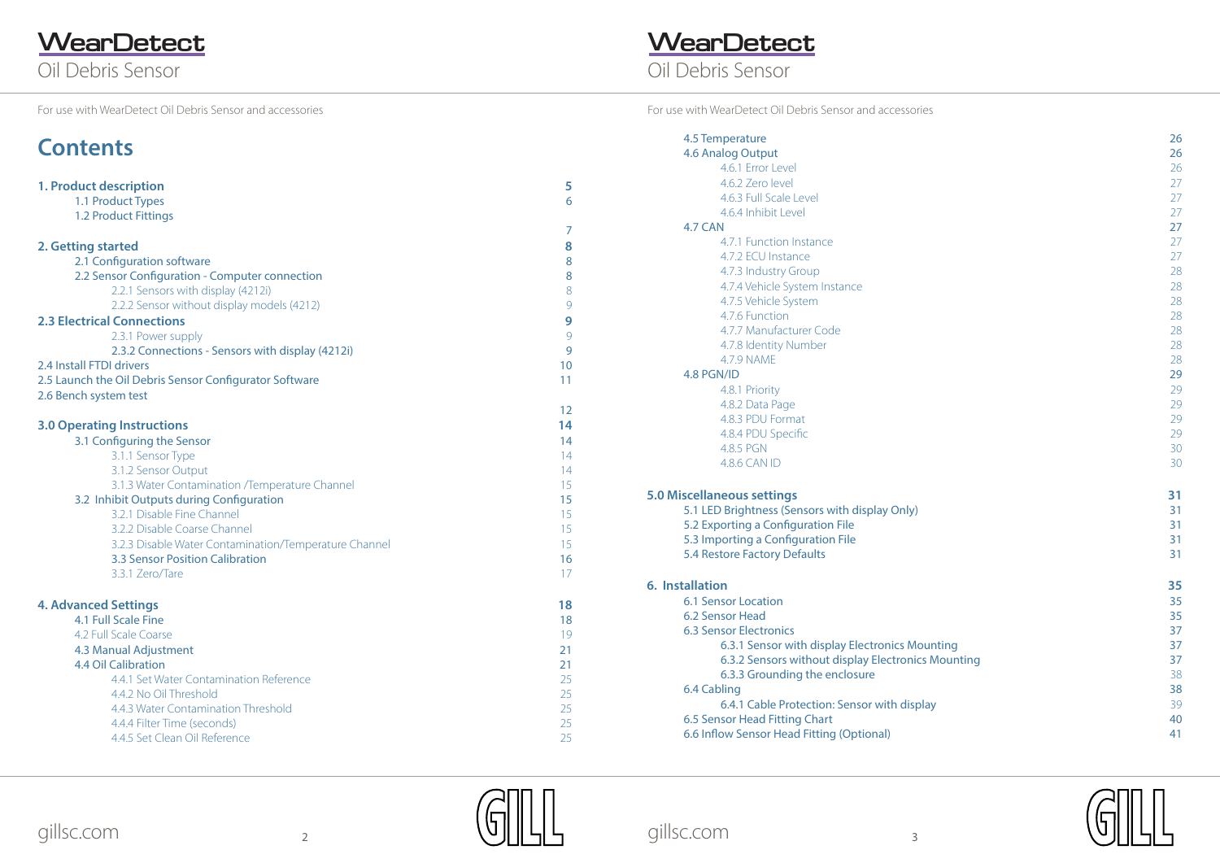# WearDetect

Oil Debris Sensor

For use with WearDetect Oil Debris Sensor and accessories

## Contents

| | |
|---|---|
| **1. Product description** | **5** |
| 1.1 Product Types | 6 |
| 1.2 Product Fittings | 7 |
| **2. Getting started** | **8** |
| 2.1 Configuration software | 8 |
| 2.2 Sensor Configuration - Computer connection | 8 |
| 2.2.1 Sensors with display (4212i) | 8 |
| 2.2.2 Sensor without display models (4212) | 9 |
| **2.3 Electrical Connections** | **9** |
| 2.3.1 Power supply | 9 |
| 2.3.2 Connections - Sensors with display (4212i) | 9 |
| 2.4 Install FTDI drivers | 10 |
| 2.5 Launch the Oil Debris Sensor Configurator Software | 11 |
| 2.6 Bench system test | 12 |
| **3.0 Operating Instructions** | **14** |
| 3.1 Configuring the Sensor | 14 |
| 3.1.1 Sensor Type | 14 |
| 3.1.2 Sensor Output | 14 |
| 3.1.3 Water Contamination /Temperature Channel | 15 |
| 3.2 Inhibit Outputs during Configuration | 15 |
| 3.2.1 Disable Fine Channel | 15 |
| 3.2.2 Disable Coarse Channel | 15 |
| 3.2.3 Disable Water Contamination/Temperature Channel | 15 |
| 3.3 Sensor Position Calibration | 16 |
| 3.3.1 Zero/Tare | 17 |
| **4. Advanced Settings** | **18** |
| 4.1 Full Scale Fine | 18 |
| 4.2 Full Scale Coarse | 19 |
| 4.3 Manual Adjustment | 21 |
| 4.4 Oil Calibration | 21 |
| 4.4.1 Set Water Contamination Reference | 25 |
| 4.4.2 No Oil Threshold | 25 |
| 4.4.3 Water Contamination Threshold | 25 |
| 4.4.4 Filter Time (seconds) | 25 |
| 4.4.5 Set Clean Oil Reference | 25 |
| 4.5 Temperature | 26 |
| 4.6 Analog Output | 26 |
| 4.6.1 Error Level | 26 |
| 4.6.2 Zero level | 27 |
| 4.6.3 Full Scale Level | 27 |
| 4.6.4 Inhibit Level | 27 |
| 4.7 CAN | 27 |
| 4.7.1 Function Instance | 27 |
| 4.7.2 ECU Instance | 27 |
| 4.7.3 Industry Group | 28 |
| 4.7.4 Vehicle System Instance | 28 |
| 4.7.5 Vehicle System | 28 |
| 4.7.6 Function | 28 |
| 4.7.7 Manufacturer Code | 28 |
| 4.7.8 Identity Number | 28 |
| 4.7.9 NAME | 28 |
| 4.8 PGN/ID | 29 |
| 4.8.1 Priority | 29 |
| 4.8.2 Data Page | 29 |
| 4.8.3 PDU Format | 29 |
| 4.8.4 PDU Specific | 29 |
| 4.8.5 PGN | 30 |
| 4.8.6 CAN ID | 30 |
| **5.0 Miscellaneous settings** | **31** |
| 5.1 LED Brightness (Sensors with display Only) | 31 |
| 5.2 Exporting a Configuration File | 31 |
| 5.3 Importing a Configuration File | 31 |
| 5.4 Restore Factory Defaults | 31 |
| **6. Installation** | **35** |
| 6.1 Sensor Location | 35 |
| 6.2 Sensor Head | 35 |
| 6.3 Sensor Electronics | 37 |
| 6.3.1 Sensor with display Electronics Mounting | 37 |
| 6.3.2 Sensors without display Electronics Mounting | 37 |
| 6.3.3 Grounding the enclosure | 38 |
| 6.4 Cabling | 38 |
| 6.4.1 Cable Protection: Sensor with display | 39 |
| 6.5 Sensor Head Fitting Chart | 40 |
| 6.6 Inflow Sensor Head Fitting (Optional) | 41 |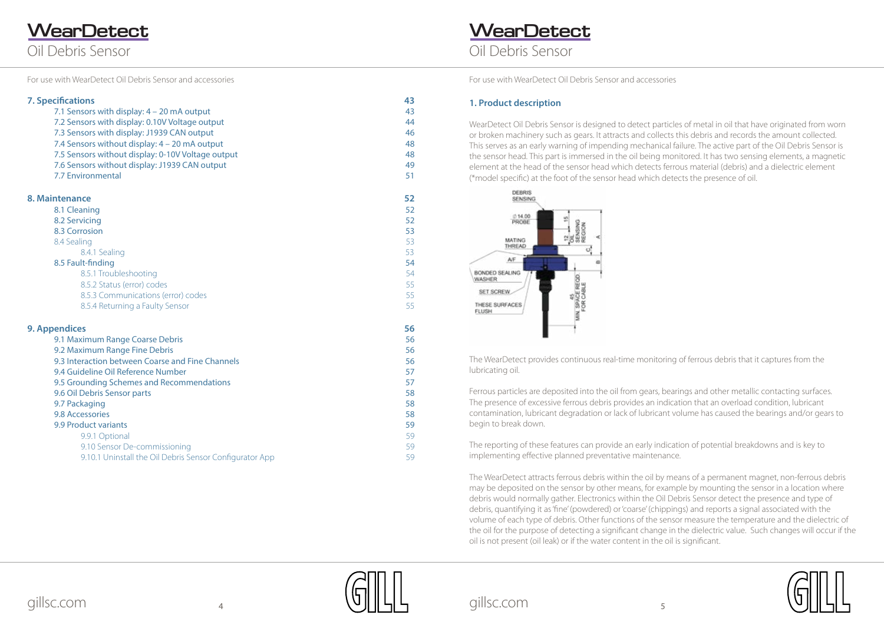For use with WearDetect Oil Debris Sensor and accessories

| | |
|---|---|
| **7. Specifications** | **43** |
| 7.1 Sensors with display: 4 – 20 mA output | 43 |
| 7.2 Sensors with display: 0.10V Voltage output | 44 |
| 7.3 Sensors with display: J1939 CAN output | 46 |
| 7.4 Sensors without display: 4 – 20 mA output | 48 |
| 7.5 Sensors without display: 0-10V Voltage output | 48 |
| 7.6 Sensors without display: J1939 CAN output | 49 |
| 7.7 Environmental | 51 |
| **8. Maintenance** | **52** |
| 8.1 Cleaning | 52 |
| 8.2 Servicing | 52 |
| 8.3 Corrosion | 53 |
| 8.4 Sealing | 53 |
| 8.4.1 Sealing | 53 |
| 8.5 Fault-finding | 54 |
| 8.5.1 Troubleshooting | 54 |
| 8.5.2 Status (error) codes | 55 |
| 8.5.3 Communications (error) codes | 55 |
| 8.5.4 Returning a Faulty Sensor | 55 |
| **9. Appendices** | **56** |
| 9.1 Maximum Range Coarse Debris | 56 |
| 9.2 Maximum Range Fine Debris | 56 |
| 9.3 Interaction between Coarse and Fine Channels | 56 |
| 9.4 Guideline Oil Reference Number | 57 |
| 9.5 Grounding Schemes and Recommendations | 57 |
| 9.6 Oil Debris Sensor parts | 58 |
| 9.7 Packaging | 58 |
| 9.8 Accessories | 58 |
| 9.9 Product variants | 59 |
| 9.9.1 Optional | 59 |
| 9.10 Sensor De-commissioning | 59 |
| 9.10.1 Uninstall the Oil Debris Sensor Configurator App | 59 |

For use with WearDetect Oil Debris Sensor and accessories

## 1. Product description

WearDetect Oil Debris Sensor is designed to detect particles of metal in oil that have originated from worn or broken machinery such as gears. It attracts and collects this debris and records the amount collected. This serves as an early warning of impending mechanical failure. The active part of the Oil Debris Sensor is the sensor head. This part is immersed in the oil being monitored. It has two sensing elements, a magnetic element at the head of the sensor head which detects ferrous material (debris) and a dielectric element (*model specific) at the foot of the sensor head which detects the presence of oil.

DEBRIS SENSING · Ø 14.00 PROBE · MATING THREAD · A/F · BONDED SEALING WASHER · SET SCREW · THESE SURFACES FLUSH · 15 · 12 OIL SENSING REGION · A · C · B · 45 MIN. SPACE REQD FOR CABLE

The WearDetect provides continuous real-time monitoring of ferrous debris that it captures from the lubricating oil.

Ferrous particles are deposited into the oil from gears, bearings and other metallic contacting surfaces. The presence of excessive ferrous debris provides an indication that an overload condition, lubricant contamination, lubricant degradation or lack of lubricant volume has caused the bearings and/or gears to begin to break down.

The reporting of these features can provide an early indication of potential breakdowns and is key to implementing effective planned preventative maintenance.

The WearDetect attracts ferrous debris within the oil by means of a permanent magnet, non-ferrous debris may be deposited on the sensor by other means, for example by mounting the sensor in a location where debris would normally gather. Electronics within the Oil Debris Sensor detect the presence and type of debris, quantifying it as 'fine' (powdered) or 'coarse' (chippings) and reports a signal associated with the volume of each type of debris. Other functions of the sensor measure the temperature and the dielectric of the oil for the purpose of detecting a significant change in the dielectric value. Such changes will occur if the oil is not present (oil leak) or if the water content in the oil is significant.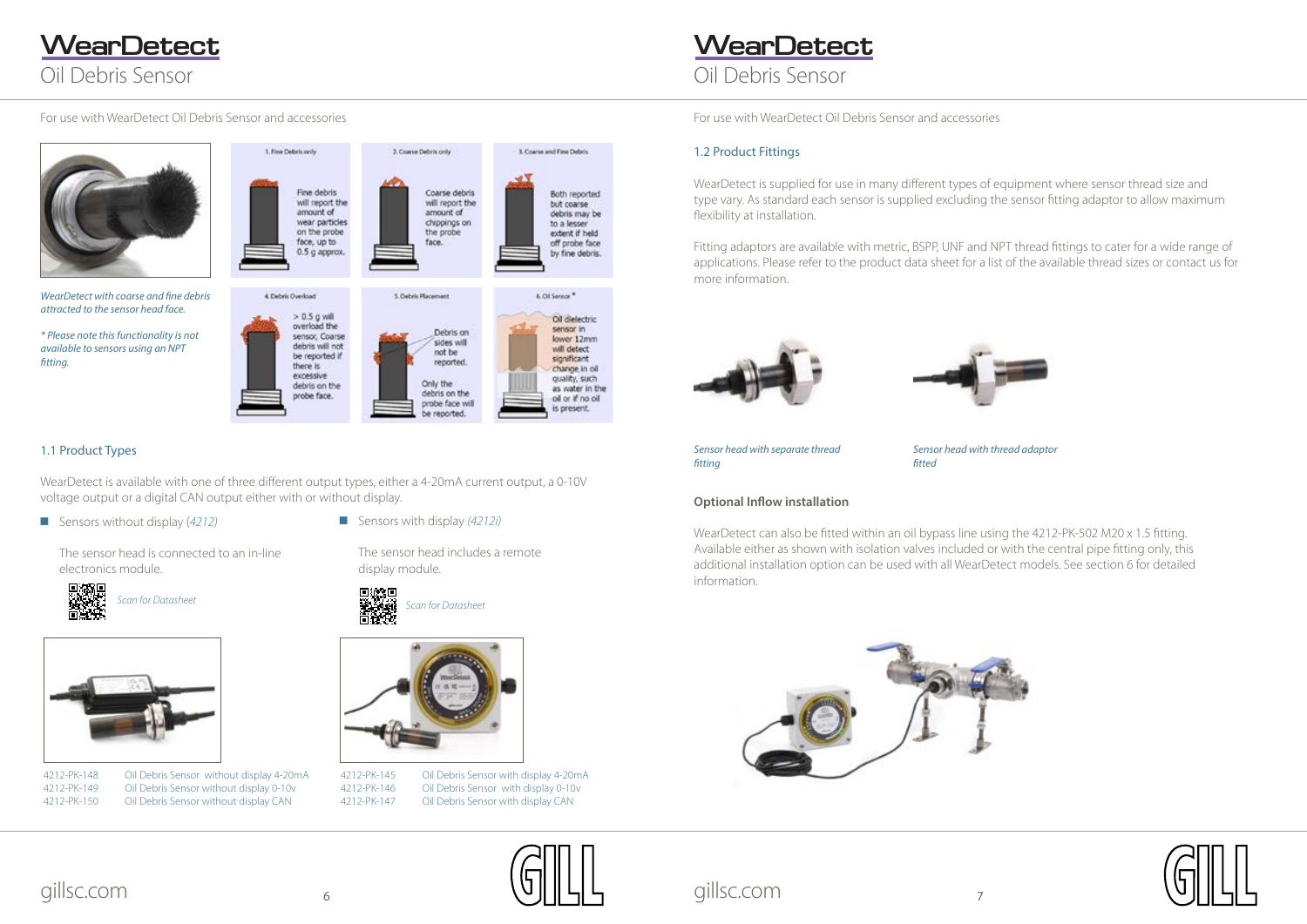# WearDetect
## Oil Debris Sensor

For use with WearDetect Oil Debris Sensor and accessories

*WearDetect with coarse and fine debris attracted to the sensor head face.*

*\* Please note this functionality is not available to sensors using an NPT fitting.*

1. Fine Debris only

Fine debris will report the amount of wear particles on the probe face, up to 0.5 g approx.

2. Coarse Debris only

Coarse debris will report the amount of chippings on the probe face.

3. Coarse and Fine Debris

Both reported but coarse debris may be to a lesser extent if held off probe face by fine debris.

4. Debris Overload

> 0.5 g will overload the sensor, Coarse debris will not be reported if there is excessive debris on the probe face.

5. Debris Placement

Debris on sides will not be reported. Only the debris on the probe face will be reported.

6. Oil Sensor *

Oil dielectric sensor in lower 12mm will detect significant change in oil quality, such as water in the oil or if no oil is present.

### 1.1 Product Types

WearDetect is available with one of three different output types, either a 4-20mA current output, a 0-10V voltage output or a digital CAN output either with or without display.

- Sensors without display *(4212)*

  The sensor head is connected to an in-line electronics module.

  *Scan for Datasheet*

| | |
|---|---|
| 4212-PK-148 | Oil Debris Sensor without display 4-20mA |
| 4212-PK-149 | Oil Debris Sensor without display 0-10v |
| 4212-PK-150 | Oil Debris Sensor without display CAN |

- Sensors with display *(4212i)*

  The sensor head includes a remote display module.

  *Scan for Datasheet*

| | |
|---|---|
| 4212-PK-145 | Oil Debris Sensor with display 4-20mA |
| 4212-PK-146 | Oil Debris Sensor with display 0-10v |
| 4212-PK-147 | Oil Debris Sensor with display CAN |

gillsc.com

# WearDetect
## Oil Debris Sensor

For use with WearDetect Oil Debris Sensor and accessories

### 1.2 Product Fittings

WearDetect is supplied for use in many different types of equipment where sensor thread size and type vary. As standard each sensor is supplied excluding the sensor fitting adaptor to allow maximum flexibility at installation.

Fitting adaptors are available with metric, BSPP, UNF and NPT thread fittings to cater for a wide range of applications. Please refer to the product data sheet for a list of the available thread sizes or contact us for more information.

*Sensor head with separate thread fitting*

*Sensor head with thread adaptor fitted*

**Optional Inflow installation**

WearDetect can also be fitted within an oil bypass line using the 4212-PK-502 M20 x 1.5 fitting. Available either as shown with isolation valves included or with the central pipe fitting only, this additional installation option can be used with all WearDetect models. See section 6 for detailed information.

gillsc.com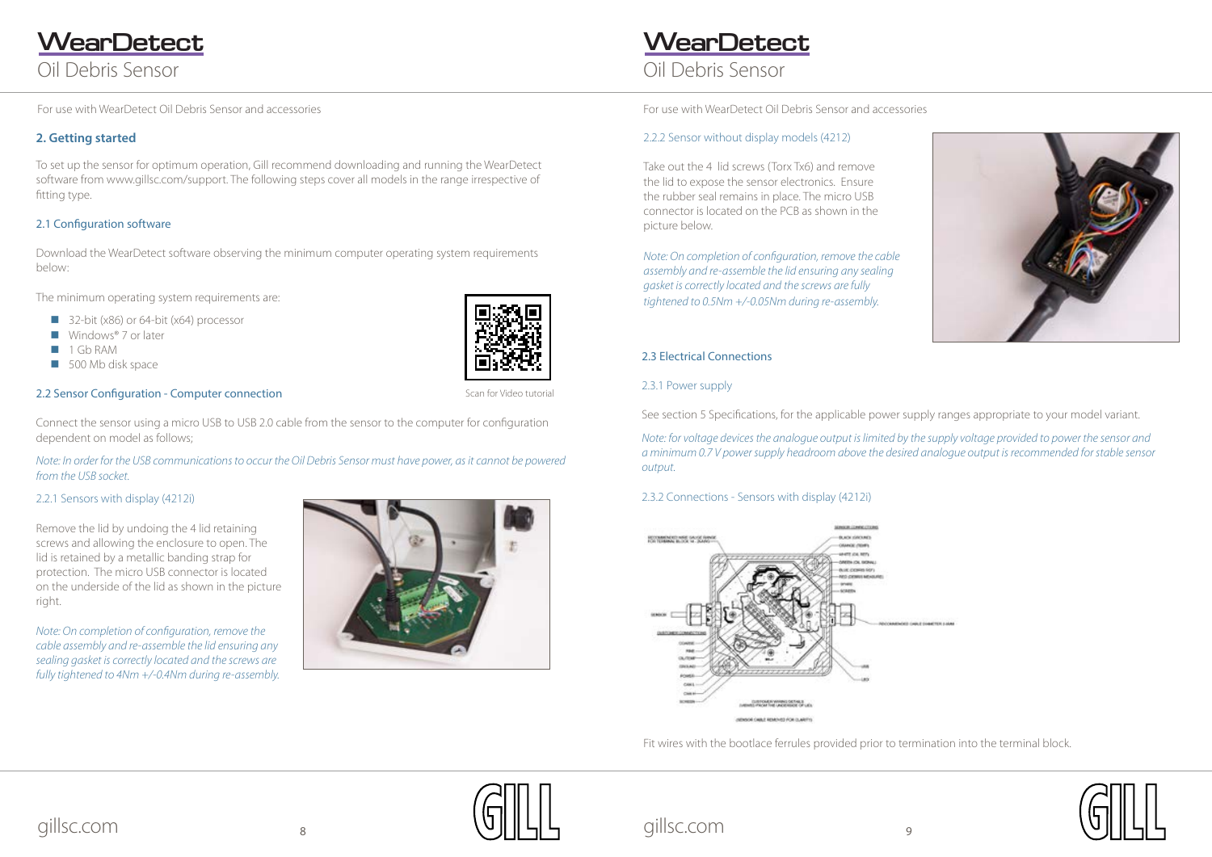For use with WearDetect Oil Debris Sensor and accessories

## 2. Getting started

To set up the sensor for optimum operation, Gill recommend downloading and running the WearDetect software from www.gillsc.com/support. The following steps cover all models in the range irrespective of fitting type.

### 2.1 Configuration software

Download the WearDetect software observing the minimum computer operating system requirements below:

The minimum operating system requirements are:

- 32-bit (x86) or 64-bit (x64) processor
- Windows® 7 or later
- 1 Gb RAM
- 500 Mb disk space

Scan for Video tutorial

### 2.2 Sensor Configuration - Computer connection

Connect the sensor using a micro USB to USB 2.0 cable from the sensor to the computer for configuration dependent on model as follows;

*Note: In order for the USB communications to occur the Oil Debris Sensor must have power, as it cannot be powered from the USB socket.*

#### 2.2.1 Sensors with display (4212i)

Remove the lid by undoing the 4 lid retaining screws and allowing the enclosure to open. The lid is retained by a metallic banding strap for protection. The micro USB connector is located on the underside of the lid as shown in the picture right.

*Note: On completion of configuration, remove the cable assembly and re-assemble the lid ensuring any sealing gasket is correctly located and the screws are fully tightened to 4Nm +/-0.4Nm during re-assembly.*

For use with WearDetect Oil Debris Sensor and accessories

#### 2.2.2 Sensor without display models (4212)

Take out the 4 lid screws (Torx Tx6) and remove the lid to expose the sensor electronics. Ensure the rubber seal remains in place. The micro USB connector is located on the PCB as shown in the picture below.

*Note: On completion of configuration, remove the cable assembly and re-assemble the lid ensuring any sealing gasket is correctly located and the screws are fully tightened to 0.5Nm +/-0.05Nm during re-assembly.*

### 2.3 Electrical Connections

#### 2.3.1 Power supply

See section 5 Specifications, for the applicable power supply ranges appropriate to your model variant.

*Note: for voltage devices the analogue output is limited by the supply voltage provided to power the sensor and a minimum 0.7 V power supply headroom above the desired analogue output is recommended for stable sensor output.*

#### 2.3.2 Connections - Sensors with display (4212i)

Fit wires with the bootlace ferrules provided prior to termination into the terminal block.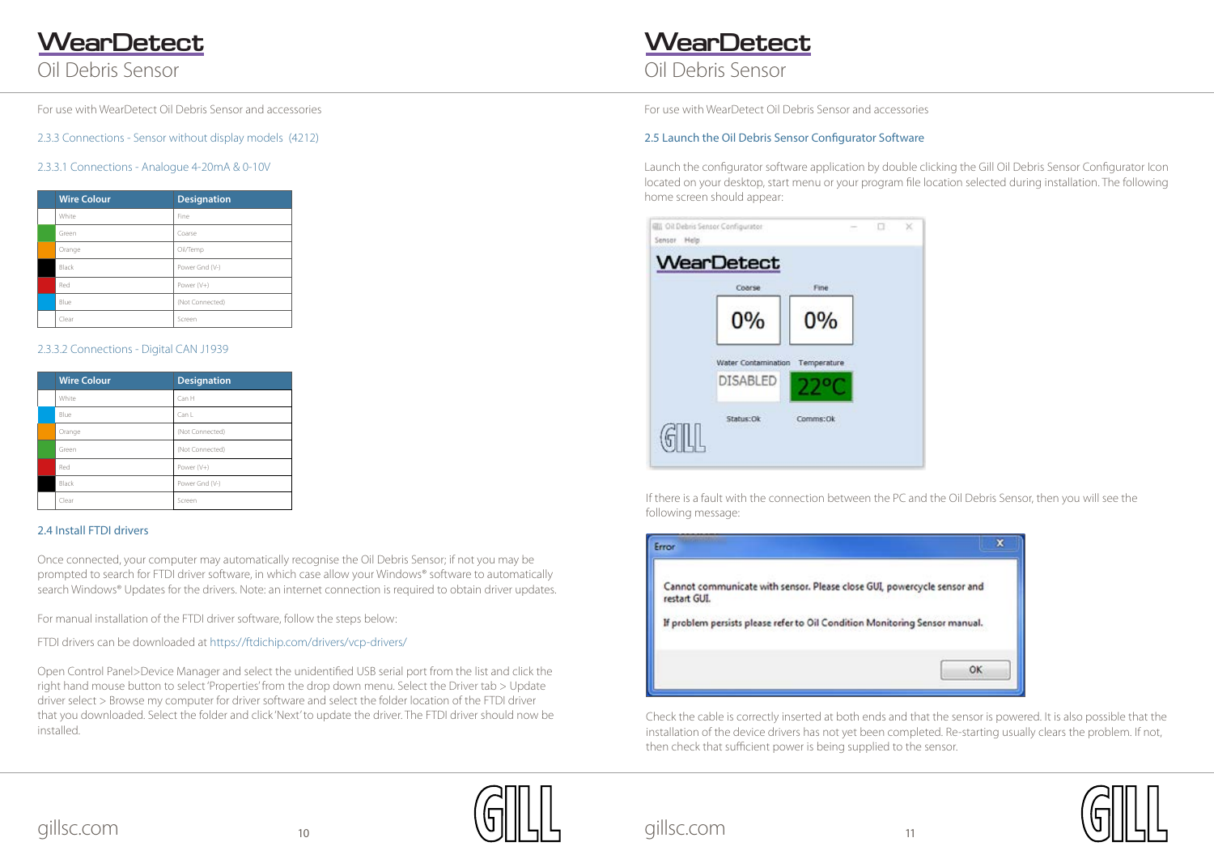For use with WearDetect Oil Debris Sensor and accessories

### 2.3.3 Connections - Sensor without display models (4212)

#### 2.3.3.1 Connections - Analogue 4-20mA & 0-10V

| Wire Colour | Designation |
|---|---|
| White | Fine |
| Green | Coarse |
| Orange | Oil/Temp |
| Black | Power Gnd (V-) |
| Red | Power (V+) |
| Blue | (Not Connected) |
| Clear | Screen |

#### 2.3.3.2 Connections - Digital CAN J1939

| Wire Colour | Designation |
|---|---|
| White | Can H |
| Blue | Can L |
| Orange | (Not Connected) |
| Green | (Not Connected) |
| Red | Power (V+) |
| Black | Power Gnd (V-) |
| Clear | Screen |

## 2.4 Install FTDI drivers

Once connected, your computer may automatically recognise the Oil Debris Sensor; if not you may be prompted to search for FTDI driver software, in which case allow your Windows® software to automatically search Windows® Updates for the drivers. Note: an internet connection is required to obtain driver updates.

For manual installation of the FTDI driver software, follow the steps below:

FTDI drivers can be downloaded at https://ftdichip.com/drivers/vcp-drivers/

Open Control Panel>Device Manager and select the unidentified USB serial port from the list and click the right hand mouse button to select 'Properties' from the drop down menu. Select the Driver tab > Update driver select > Browse my computer for driver software and select the folder location of the FTDI driver that you downloaded. Select the folder and click 'Next' to update the driver. The FTDI driver should now be installed.

For use with WearDetect Oil Debris Sensor and accessories

## 2.5 Launch the Oil Debris Sensor Configurator Software

Launch the configurator software application by double clicking the Gill Oil Debris Sensor Configurator Icon located on your desktop, start menu or your program file location selected during installation. The following home screen should appear:

If there is a fault with the connection between the PC and the Oil Debris Sensor, then you will see the following message:

Check the cable is correctly inserted at both ends and that the sensor is powered. It is also possible that the installation of the device drivers has not yet been completed. Re-starting usually clears the problem. If not, then check that sufficient power is being supplied to the sensor.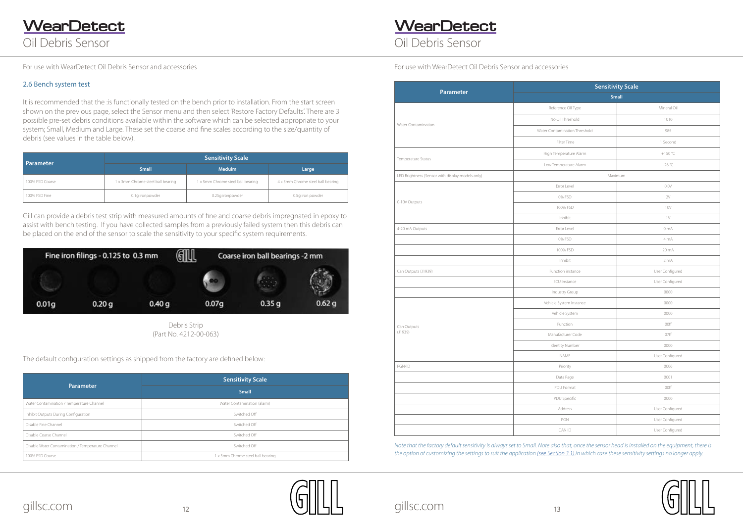For use with WearDetect Oil Debris Sensor and accessories

## 2.6 Bench system test

It is recommended that the :is functionally tested on the bench prior to installation. From the start screen shown on the previous page, select the Sensor menu and then select 'Restore Factory Defaults'. There are 3 possible pre-set debris conditions available within the software which can be selected appropriate to your system; Small, Medium and Large. These set the coarse and fine scales according to the size/quantity of debris (see values in the table below).

| Parameter | Sensitivity Scale | | |
|---|---|---|---|
| | Small | Meduim | Large |
| 100% FSD Coarse | 1 x 3mm Chrome steel ball bearing | 1 x 5mm Chrome steel ball bearing | 4 x 5mm Chrome steel ball bearing |
| 100% FSD Fine | 0.1g ironpowder | 0.25g ironpowder | 0.5g iron powder |

Gill can provide a debris test strip with measured amounts of fine and coarse debris impregnated in epoxy to assist with bench testing. If you have collected samples from a previously failed system then this debris can be placed on the end of the sensor to scale the sensitivity to your specific system requirements.

Fine iron filings - 0.125 to 0.3 mm | Coarse iron ball bearings -2 mm

0.01g | 0.20 g | 0.40 g | 0.07g | 0.35 g | 0.62 g

Debris Strip
(Part No. 4212-00-063)

The default configuration settings as shipped from the factory are defined below:

| Parameter | Sensitivity Scale |
|---|---|
| | Small |
| Water Contamination / Temperature Channel | Water Contamination (alarm) |
| Inhibit Outputs During Configuration | Switched Off |
| Disable Fine Channel | Switched Off |
| Disable Coarse Channel | Switched Off |
| Disable Water Contamination / Temperature Channel | Switched Off |
| 100% FSD Course | 1 x 3mm Chrome steel ball bearing |

For use with WearDetect Oil Debris Sensor and accessories

| Parameter | Sensitivity Scale | |
|---|---|---|
| | Small | |
| Water Contamination | Reference Oil Type | Mineral Oil |
| | No Oil Threshold | 1010 |
| | Water Contamination Threshold | 985 |
| | Filter Time | 1 Second |
| Temperature Status | High Temperature Alarm | +150 °C |
| | Low Temperature Alarm | -26 °C |
| LED Brightness (Sensor with display models only) | Maximum | |
| 0-10V Outputs | Error Level | 0.0V |
| | 0% FSD | 2V |
| | 100% FSD | 10V |
| | Inhibit | 1V |
| 4-20 mA Outputs | Error Level | 0 mA |
| | 0% FSD | 4 mA |
| | 100% FSD | 20 mA |
| | Inhibit | 2 mA |
| Can Outputs (J1939) | Function instance | User Configured |
| | ECU Instance | User Configured |
| | Industry Group | 0000 |
| Can Outputs (J1939) | Vehicle System Instance | 0000 |
| | Vehicle System | 0000 |
| | Function | 00ff |
| | Manufacturer Code | 07ff |
| | Identity Number | 0000 |
| | NAME | User Configured |
| PGN/ID | Priority | 0006 |
| | Data Page | 0001 |
| | PDU Format | 00ff |
| | PDU Specific | 0000 |
| | Address | User Configured |
| | PGN | User Configured |
| | CAN ID | User Configured |

*Note that the factory default sensitivity is always set to Small. Note also that, once the sensor head is installed on the equipment, there is the option of customizing the settings to suit the application (see Section 3.1) in which case these sensitivity settings no longer apply.*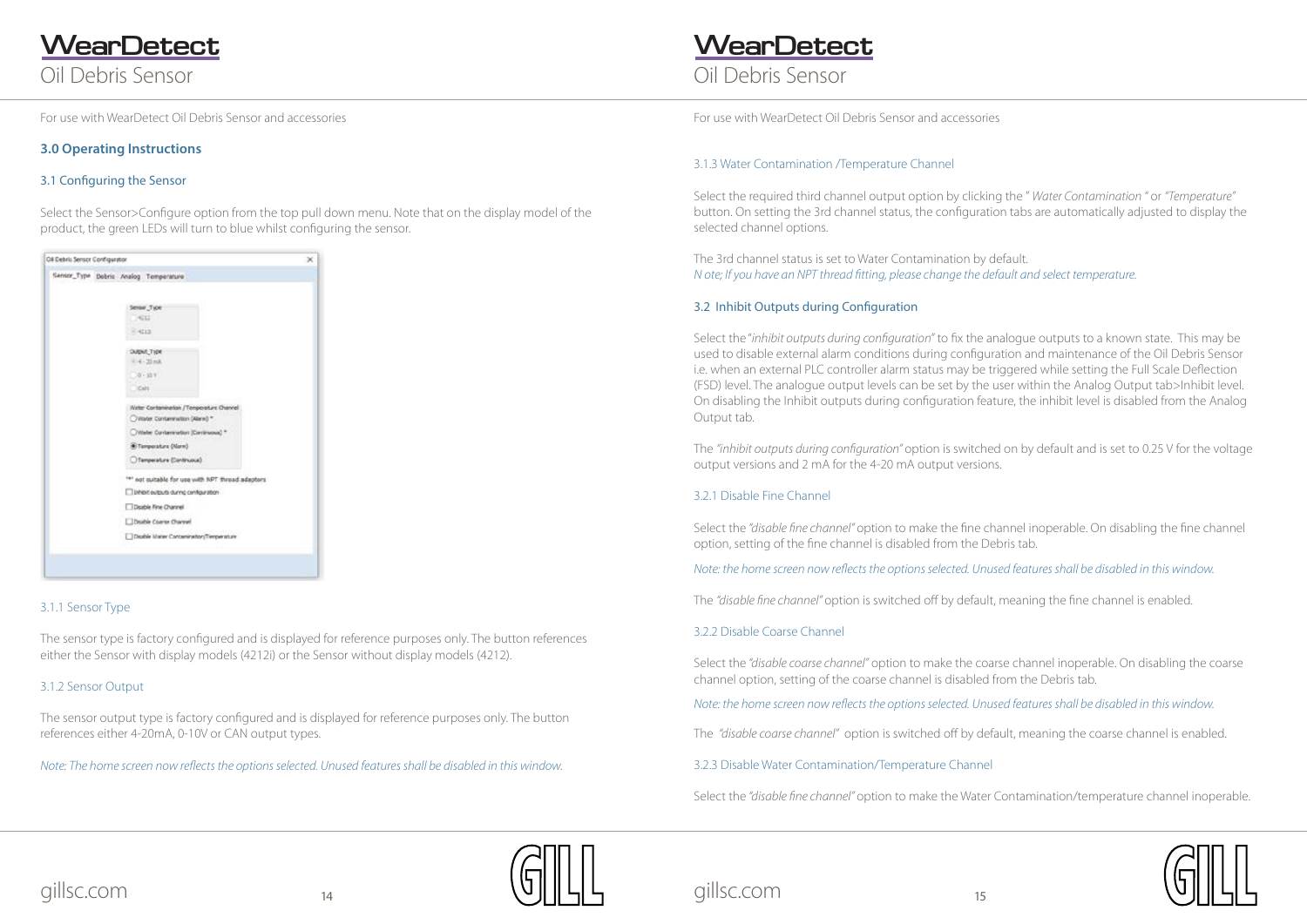For use with WearDetect Oil Debris Sensor and accessories

## 3.0 Operating Instructions

### 3.1 Configuring the Sensor

Select the Sensor>Configure option from the top pull down menu. Note that on the display model of the product, the green LEDs will turn to blue whilst configuring the sensor.

#### 3.1.1 Sensor Type

The sensor type is factory configured and is displayed for reference purposes only. The button references either the Sensor with display models (4212i) or the Sensor without display models (4212).

#### 3.1.2 Sensor Output

The sensor output type is factory configured and is displayed for reference purposes only. The button references either 4-20mA, 0-10V or CAN output types.

*Note: The home screen now reflects the options selected. Unused features shall be disabled in this window.*

For use with WearDetect Oil Debris Sensor and accessories

#### 3.1.3 Water Contamination /Temperature Channel

Select the required third channel output option by clicking the " *Water Contamination* " or *"Temperature"* button. On setting the 3rd channel status, the configuration tabs are automatically adjusted to display the selected channel options.

The 3rd channel status is set to Water Contamination by default.
*N ote; If you have an NPT thread fitting, please change the default and select temperature.*

### 3.2 Inhibit Outputs during Configuration

Select the "*inhibit outputs during configuration*" to fix the analogue outputs to a known state. This may be used to disable external alarm conditions during configuration and maintenance of the Oil Debris Sensor i.e. when an external PLC controller alarm status may be triggered while setting the Full Scale Deflection (FSD) level. The analogue output levels can be set by the user within the Analog Output tab>Inhibit level. On disabling the Inhibit outputs during configuration feature, the inhibit level is disabled from the Analog Output tab.

The *"inhibit outputs during configuration"* option is switched on by default and is set to 0.25 V for the voltage output versions and 2 mA for the 4-20 mA output versions.

#### 3.2.1 Disable Fine Channel

Select the *"disable fine channel"* option to make the fine channel inoperable. On disabling the fine channel option, setting of the fine channel is disabled from the Debris tab.

*Note: the home screen now reflects the options selected. Unused features shall be disabled in this window.*

The *"disable fine channel"* option is switched off by default, meaning the fine channel is enabled.

#### 3.2.2 Disable Coarse Channel

Select the *"disable coarse channel"* option to make the coarse channel inoperable. On disabling the coarse channel option, setting of the coarse channel is disabled from the Debris tab.

*Note: the home screen now reflects the options selected. Unused features shall be disabled in this window.*

The *"disable coarse channel"* option is switched off by default, meaning the coarse channel is enabled.

#### 3.2.3 Disable Water Contamination/Temperature Channel

Select the *"disable fine channel"* option to make the Water Contamination/temperature channel inoperable.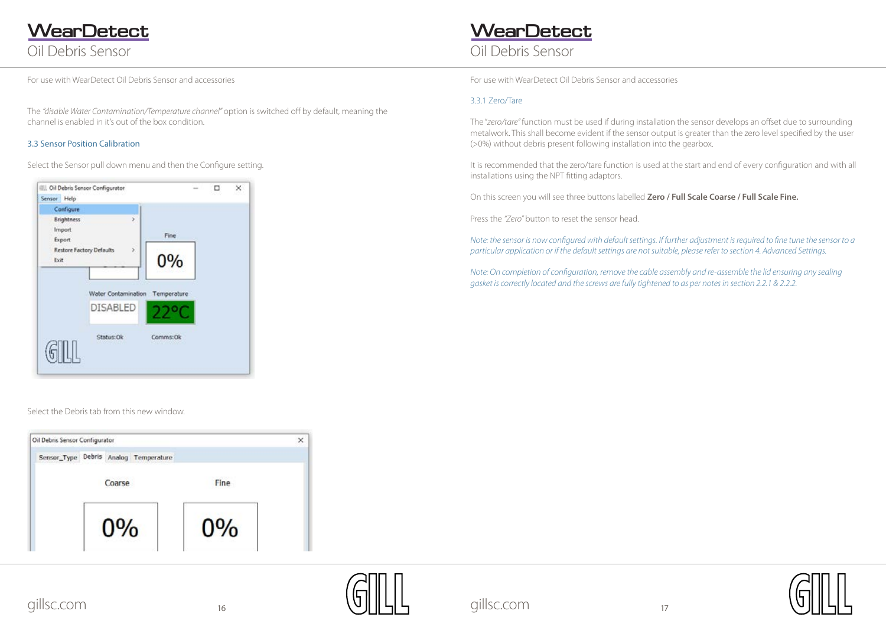For use with WearDetect Oil Debris Sensor and accessories

The *"disable Water Contamination/Temperature channel"* option is switched off by default, meaning the channel is enabled in it's out of the box condition.

### 3.3 Sensor Position Calibration

Select the Sensor pull down menu and then the Configure setting.

Select the Debris tab from this new window.

For use with WearDetect Oil Debris Sensor and accessories

#### 3.3.1 Zero/Tare

The *"zero/tare"* function must be used if during installation the sensor develops an offset due to surrounding metalwork. This shall become evident if the sensor output is greater than the zero level specified by the user (>0%) without debris present following installation into the gearbox.

It is recommended that the zero/tare function is used at the start and end of every configuration and with all installations using the NPT fitting adaptors.

On this screen you will see three buttons labelled **Zero / Full Scale Coarse / Full Scale Fine.**

Press the *"Zero"* button to reset the sensor head.

*Note: the sensor is now configured with default settings. If further adjustment is required to fine tune the sensor to a particular application or if the default settings are not suitable, please refer to section 4. Advanced Settings.*

*Note: On completion of configuration, remove the cable assembly and re-assemble the lid ensuring any sealing gasket is correctly located and the screws are fully tightened to as per notes in section 2.2.1 & 2.2.2.*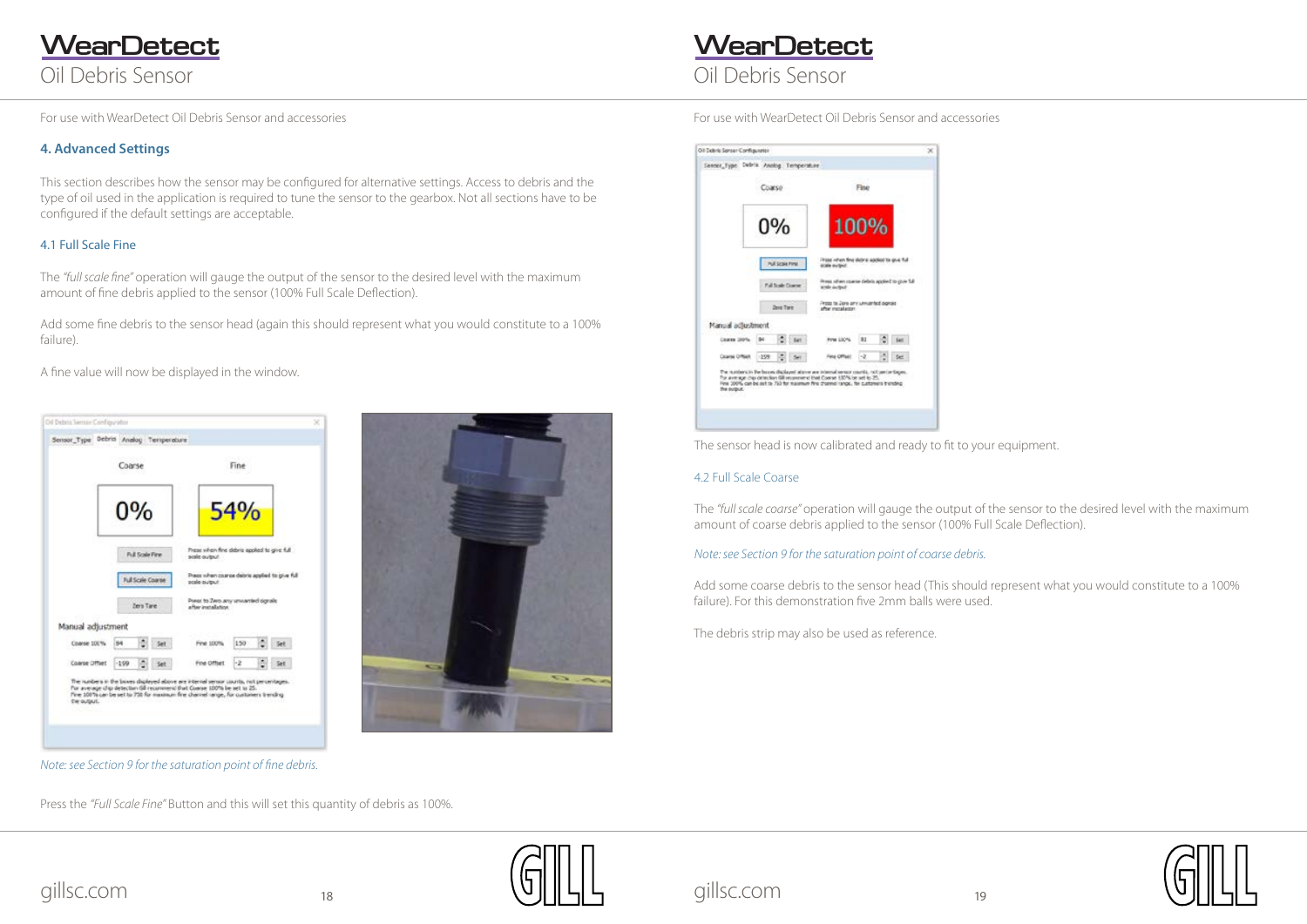For use with WearDetect Oil Debris Sensor and accessories

## 4. Advanced Settings

This section describes how the sensor may be configured for alternative settings. Access to debris and the type of oil used in the application is required to tune the sensor to the gearbox. Not all sections have to be configured if the default settings are acceptable.

### 4.1 Full Scale Fine

The *"full scale fine"* operation will gauge the output of the sensor to the desired level with the maximum amount of fine debris applied to the sensor (100% Full Scale Deflection).

Add some fine debris to the sensor head (again this should represent what you would constitute to a 100% failure).

A fine value will now be displayed in the window.

*Note: see Section 9 for the saturation point of fine debris.*

Press the *"Full Scale Fine"* Button and this will set this quantity of debris as 100%.

For use with WearDetect Oil Debris Sensor and accessories

The sensor head is now calibrated and ready to fit to your equipment.

### 4.2 Full Scale Coarse

The *"full scale coarse"* operation will gauge the output of the sensor to the desired level with the maximum amount of coarse debris applied to the sensor (100% Full Scale Deflection).

*Note: see Section 9 for the saturation point of coarse debris.*

Add some coarse debris to the sensor head (This should represent what you would constitute to a 100% failure). For this demonstration five 2mm balls were used.

The debris strip may also be used as reference.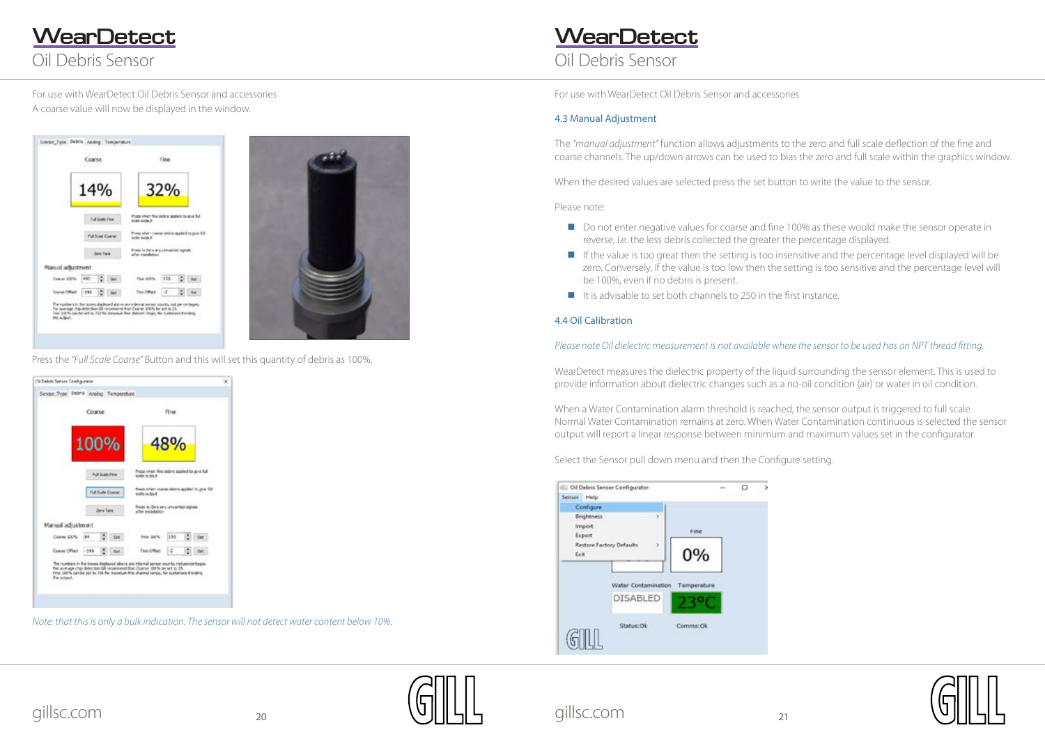A coarse value will now be displayed in the window.

Press the *"Full Scale Coarse"* Button and this will set this quantity of debris as 100%.

*Note: that this is only a bulk indication. The sensor will not detect water content below 10%.*

### 4.3 Manual Adjustment

The *"manual adjustment"* function allows adjustments to the zero and full scale deflection of the fine and coarse channels. The up/down arrows can be used to bias the zero and full scale within the graphics window.

When the desired values are selected press the set button to write the value to the sensor.

Please note:

- Do not enter negative values for coarse and fine 100% as these would make the sensor operate in reverse, i.e. the less debris collected the greater the percentage displayed.
- If the value is too great then the setting is too insensitive and the percentage level displayed will be zero. Conversely, if the value is too low then the setting is too sensitive and the percentage level will be 100%, even if no debris is present.
- It is advisable to set both channels to 250 in the first instance.

### 4.4 Oil Calibration

*Please note Oil dielectric measurement is not available where the sensor to be used has an NPT thread fitting.*

WearDetect measures the dielectric property of the liquid surrounding the sensor element. This is used to provide information about dielectric changes such as a no-oil condition (air) or water in oil condition.

When a Water Contamination alarm threshold is reached, the sensor output is triggered to full scale. Normal Water Contamination remains at zero. When Water Contamination continuous is selected the sensor output will report a linear response between minimum and maximum values set in the configurator.

Select the Sensor pull down menu and then the Configure setting.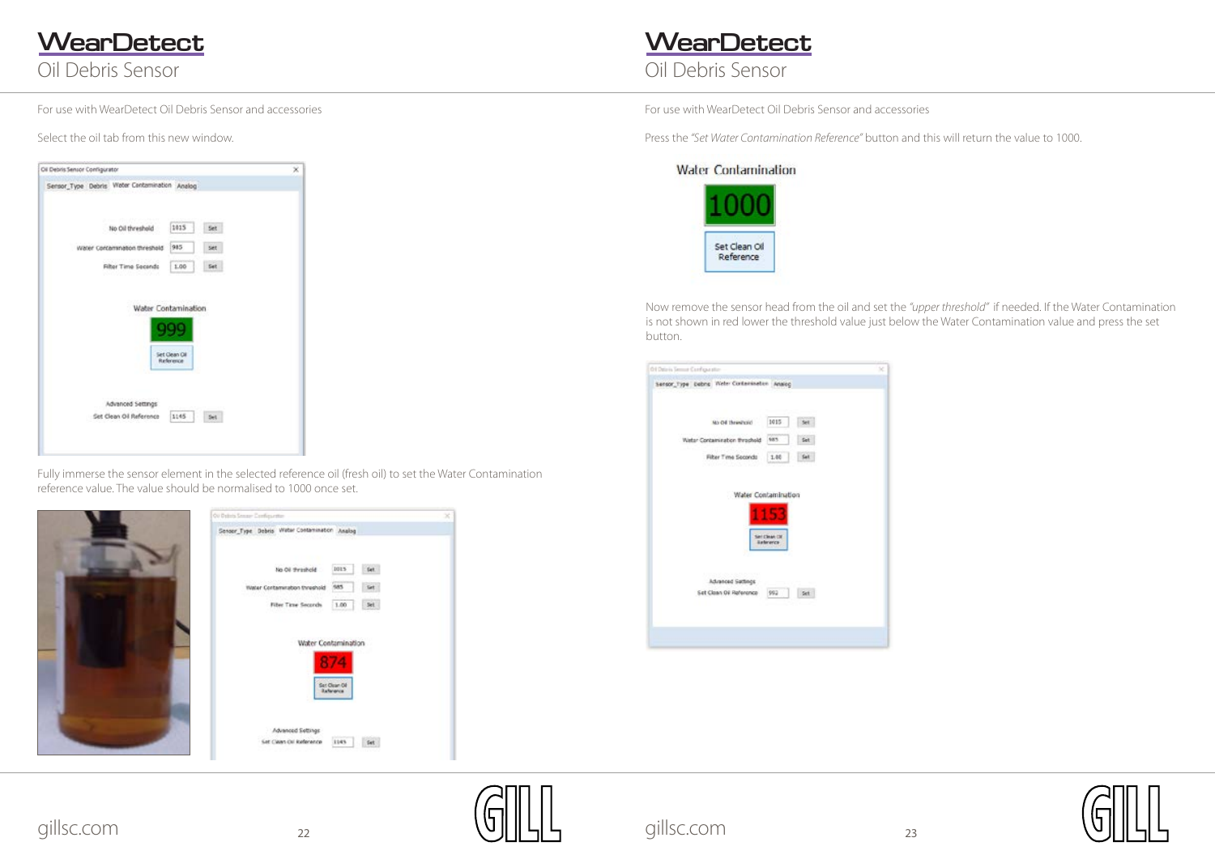For use with WearDetect Oil Debris Sensor and accessories

Select the oil tab from this new window.

Fully immerse the sensor element in the selected reference oil (fresh oil) to set the Water Contamination reference value. The value should be normalised to 1000 once set.

For use with WearDetect Oil Debris Sensor and accessories

Press the *"Set Water Contamination Reference"* button and this will return the value to 1000.

Now remove the sensor head from the oil and set the *"upper threshold"* if needed. If the Water Contamination is not shown in red lower the threshold value just below the Water Contamination value and press the set button.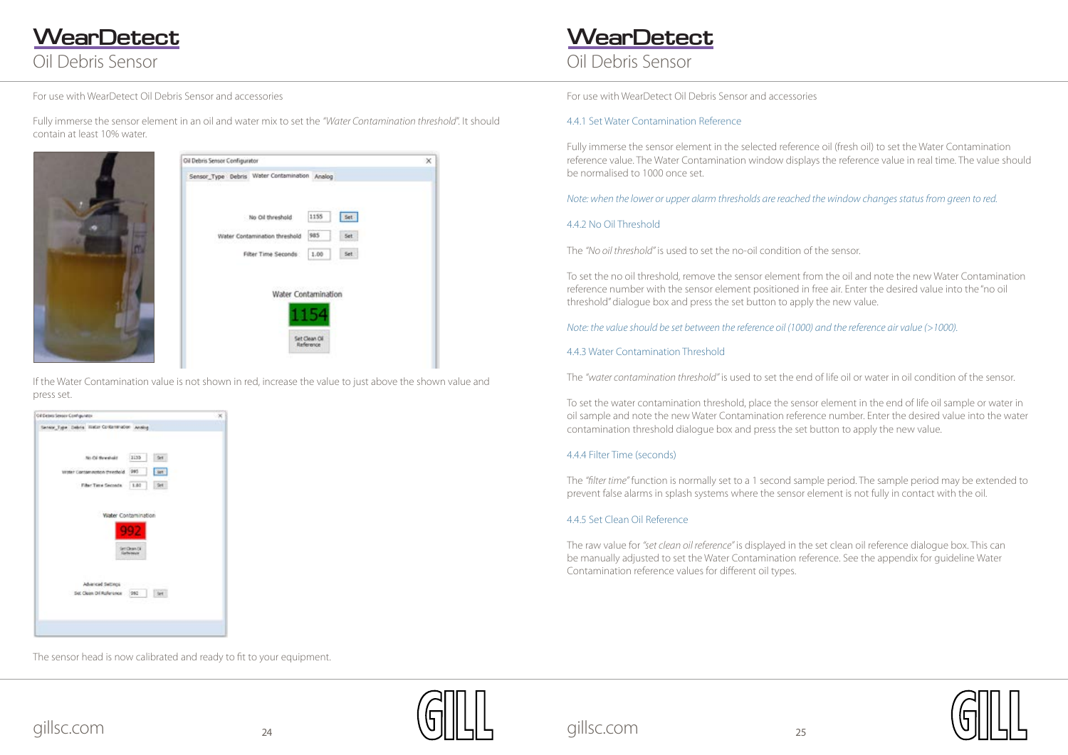For use with WearDetect Oil Debris Sensor and accessories

Fully immerse the sensor element in an oil and water mix to set the *"Water Contamination threshold"*. It should contain at least 10% water.

If the Water Contamination value is not shown in red, increase the value to just above the shown value and press set.

The sensor head is now calibrated and ready to fit to your equipment.

For use with WearDetect Oil Debris Sensor and accessories

### 4.4.1 Set Water Contamination Reference

Fully immerse the sensor element in the selected reference oil (fresh oil) to set the Water Contamination reference value. The Water Contamination window displays the reference value in real time. The value should be normalised to 1000 once set.

*Note: when the lower or upper alarm thresholds are reached the window changes status from green to red.*

### 4.4.2 No Oil Threshold

The *"No oil threshold"* is used to set the no-oil condition of the sensor.

To set the no oil threshold, remove the sensor element from the oil and note the new Water Contamination reference number with the sensor element positioned in free air. Enter the desired value into the "no oil threshold" dialogue box and press the set button to apply the new value.

*Note: the value should be set between the reference oil (1000) and the reference air value (>1000).*

### 4.4.3 Water Contamination Threshold

The *"water contamination threshold"* is used to set the end of life oil or water in oil condition of the sensor.

To set the water contamination threshold, place the sensor element in the end of life oil sample or water in oil sample and note the new Water Contamination reference number. Enter the desired value into the water contamination threshold dialogue box and press the set button to apply the new value.

### 4.4.4 Filter Time (seconds)

The *"filter time"* function is normally set to a 1 second sample period. The sample period may be extended to prevent false alarms in splash systems where the sensor element is not fully in contact with the oil.

### 4.4.5 Set Clean Oil Reference

The raw value for *"set clean oil reference"* is displayed in the set clean oil reference dialogue box. This can be manually adjusted to set the Water Contamination reference. See the appendix for guideline Water Contamination reference values for different oil types.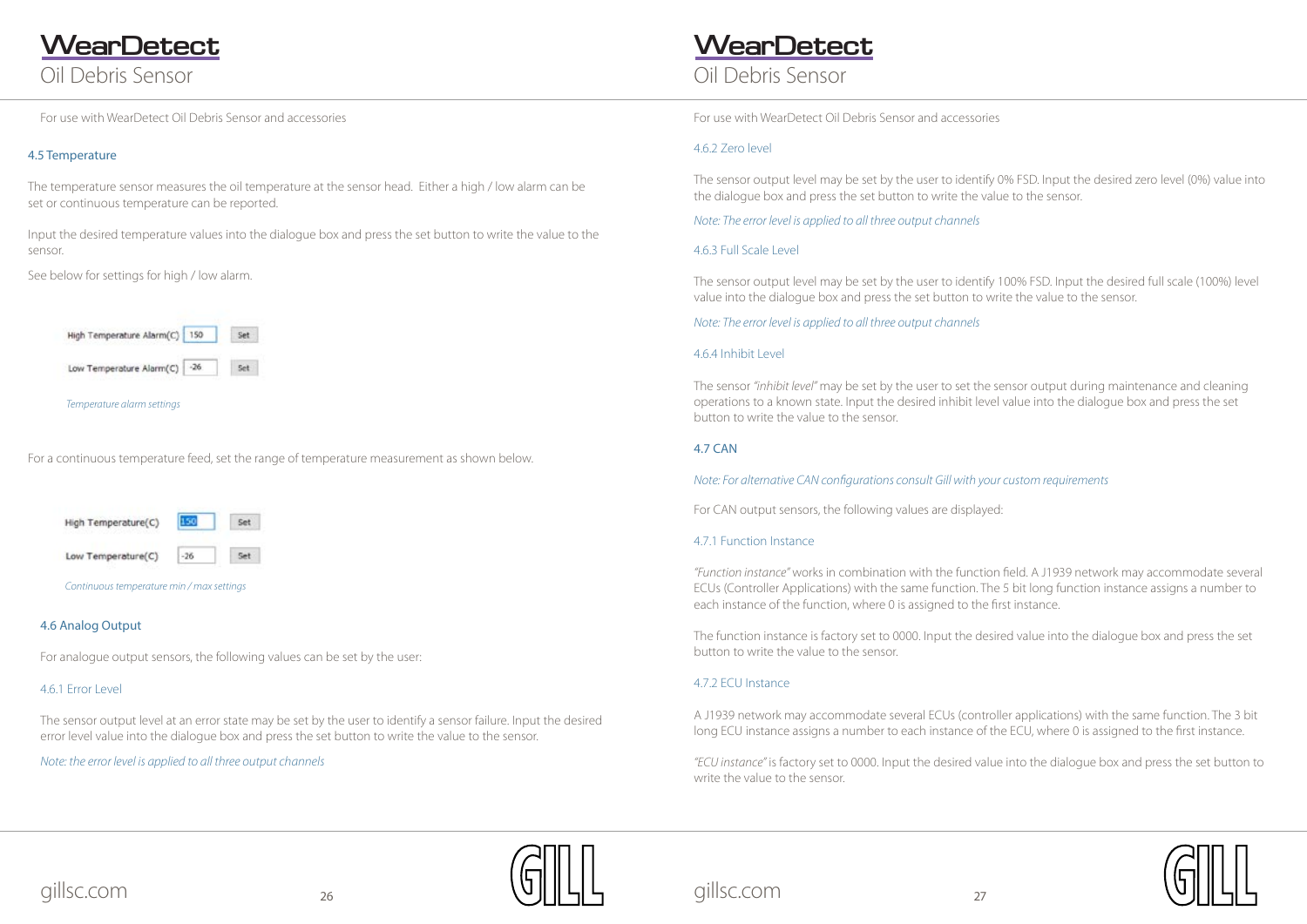For use with WearDetect Oil Debris Sensor and accessories

### 4.5 Temperature

The temperature sensor measures the oil temperature at the sensor head. Either a high / low alarm can be set or continuous temperature can be reported.

Input the desired temperature values into the dialogue box and press the set button to write the value to the sensor.

See below for settings for high / low alarm.

| | | |
|---|---|---|
| High Temperature Alarm(C) | 150 | Set |
| Low Temperature Alarm(C) | -26 | Set |

*Temperature alarm settings*

For a continuous temperature feed, set the range of temperature measurement as shown below.

| | | |
|---|---|---|
| High Temperature(C) | 150 | Set |
| Low Temperature(C) | -26 | Set |

*Continuous temperature min / max settings*

### 4.6 Analog Output

For analogue output sensors, the following values can be set by the user:

#### 4.6.1 Error Level

The sensor output level at an error state may be set by the user to identify a sensor failure. Input the desired error level value into the dialogue box and press the set button to write the value to the sensor.

*Note: the error level is applied to all three output channels*

For use with WearDetect Oil Debris Sensor and accessories

#### 4.6.2 Zero level

The sensor output level may be set by the user to identify 0% FSD. Input the desired zero level (0%) value into the dialogue box and press the set button to write the value to the sensor.

*Note: The error level is applied to all three output channels*

#### 4.6.3 Full Scale Level

The sensor output level may be set by the user to identify 100% FSD. Input the desired full scale (100%) level value into the dialogue box and press the set button to write the value to the sensor.

*Note: The error level is applied to all three output channels*

#### 4.6.4 Inhibit Level

The sensor *"inhibit level"* may be set by the user to set the sensor output during maintenance and cleaning operations to a known state. Input the desired inhibit level value into the dialogue box and press the set button to write the value to the sensor.

### 4.7 CAN

*Note: For alternative CAN configurations consult Gill with your custom requirements*

For CAN output sensors, the following values are displayed:

#### 4.7.1 Function Instance

*"Function instance"* works in combination with the function field. A J1939 network may accommodate several ECUs (Controller Applications) with the same function. The 5 bit long function instance assigns a number to each instance of the function, where 0 is assigned to the first instance.

The function instance is factory set to 0000. Input the desired value into the dialogue box and press the set button to write the value to the sensor.

#### 4.7.2 ECU Instance

A J1939 network may accommodate several ECUs (controller applications) with the same function. The 3 bit long ECU instance assigns a number to each instance of the ECU, where 0 is assigned to the first instance.

*"ECU instance"* is factory set to 0000. Input the desired value into the dialogue box and press the set button to write the value to the sensor.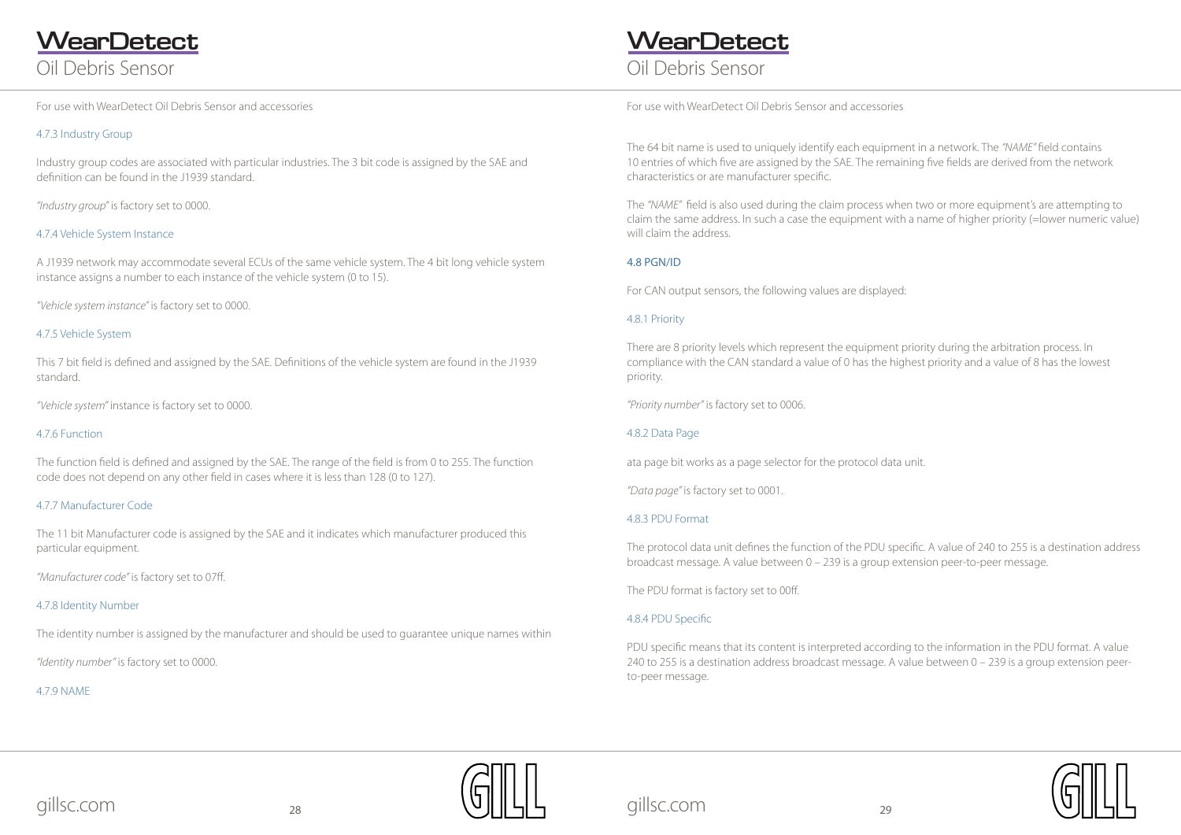For use with WearDetect Oil Debris Sensor and accessories

### 4.7.3 Industry Group

Industry group codes are associated with particular industries. The 3 bit code is assigned by the SAE and definition can be found in the J1939 standard.

*"Industry group"* is factory set to 0000.

### 4.7.4 Vehicle System Instance

A J1939 network may accommodate several ECUs of the same vehicle system. The 4 bit long vehicle system instance assigns a number to each instance of the vehicle system (0 to 15).

*"Vehicle system instance"* is factory set to 0000.

### 4.7.5 Vehicle System

This 7 bit field is defined and assigned by the SAE. Definitions of the vehicle system are found in the J1939 standard.

*"Vehicle system"* instance is factory set to 0000.

### 4.7.6 Function

The function field is defined and assigned by the SAE. The range of the field is from 0 to 255. The function code does not depend on any other field in cases where it is less than 128 (0 to 127).

### 4.7.7 Manufacturer Code

The 11 bit Manufacturer code is assigned by the SAE and it indicates which manufacturer produced this particular equipment.

*"Manufacturer code"* is factory set to 07ff.

### 4.7.8 Identity Number

The identity number is assigned by the manufacturer and should be used to guarantee unique names within

*"Identity number"* is factory set to 0000.

### 4.7.9 NAME

For use with WearDetect Oil Debris Sensor and accessories

The 64 bit name is used to uniquely identify each equipment in a network. The *"NAME"* field contains 10 entries of which five are assigned by the SAE. The remaining five fields are derived from the network characteristics or are manufacturer specific.

The *"NAME"* field is also used during the claim process when two or more equipment's are attempting to claim the same address. In such a case the equipment with a name of higher priority (=lower numeric value) will claim the address.

## 4.8 PGN/ID

For CAN output sensors, the following values are displayed:

### 4.8.1 Priority

There are 8 priority levels which represent the equipment priority during the arbitration process. In compliance with the CAN standard a value of 0 has the highest priority and a value of 8 has the lowest priority.

*"Priority number"* is factory set to 0006.

### 4.8.2 Data Page

ata page bit works as a page selector for the protocol data unit.

*"Data page"* is factory set to 0001.

### 4.8.3 PDU Format

The protocol data unit defines the function of the PDU specific. A value of 240 to 255 is a destination address broadcast message. A value between 0 – 239 is a group extension peer-to-peer message.

The PDU format is factory set to 00ff.

### 4.8.4 PDU Specific

PDU specific means that its content is interpreted according to the information in the PDU format. A value 240 to 255 is a destination address broadcast message. A value between 0 – 239 is a group extension peer-to-peer message.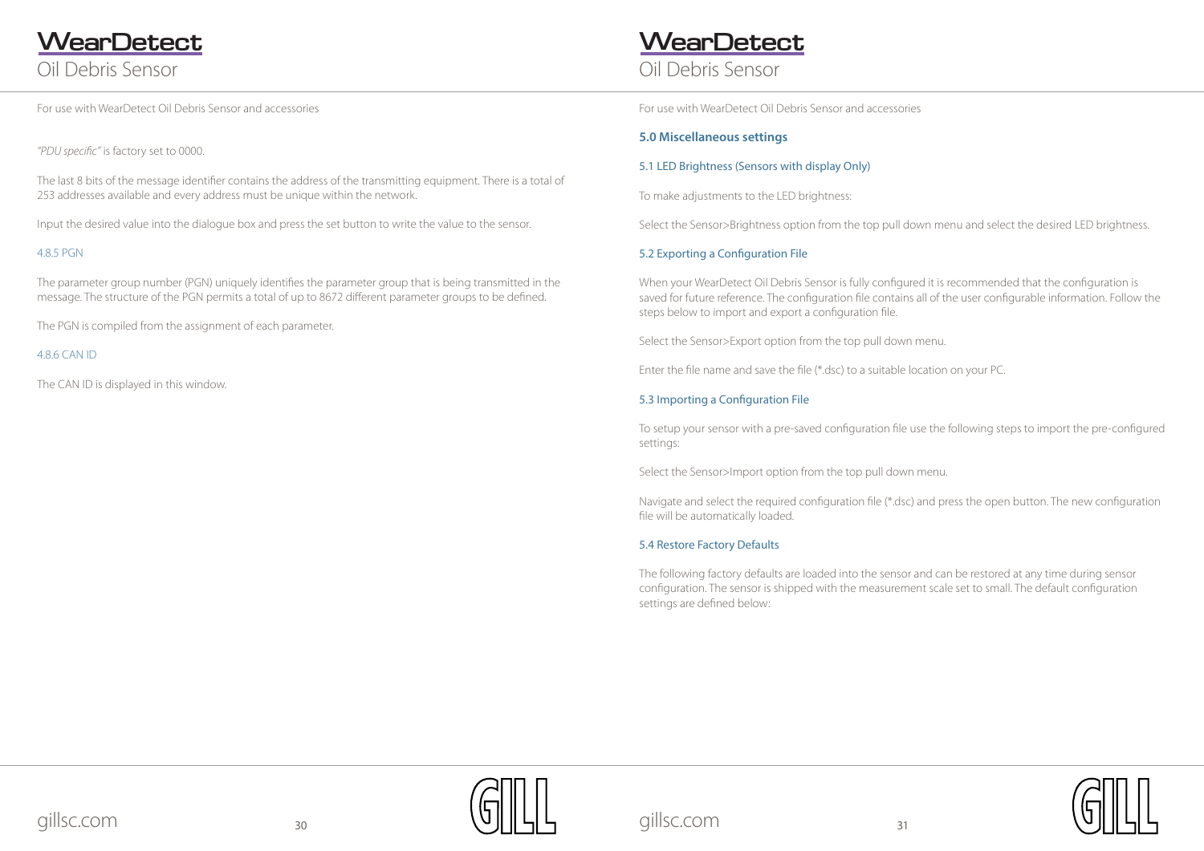For use with WearDetect Oil Debris Sensor and accessories

*"PDU specific"* is factory set to 0000.

The last 8 bits of the message identifier contains the address of the transmitting equipment. There is a total of 253 addresses available and every address must be unique within the network.

Input the desired value into the dialogue box and press the set button to write the value to the sensor.

#### 4.8.5 PGN

The parameter group number (PGN) uniquely identifies the parameter group that is being transmitted in the message. The structure of the PGN permits a total of up to 8672 different parameter groups to be defined.

The PGN is compiled from the assignment of each parameter.

#### 4.8.6 CAN ID

The CAN ID is displayed in this window.

For use with WearDetect Oil Debris Sensor and accessories

## 5.0 Miscellaneous settings

### 5.1 LED Brightness (Sensors with display Only)

To make adjustments to the LED brightness:

Select the Sensor>Brightness option from the top pull down menu and select the desired LED brightness.

### 5.2 Exporting a Configuration File

When your WearDetect Oil Debris Sensor is fully configured it is recommended that the configuration is saved for future reference. The configuration file contains all of the user configurable information. Follow the steps below to import and export a configuration file.

Select the Sensor>Export option from the top pull down menu.

Enter the file name and save the file (*.dsc) to a suitable location on your PC.

### 5.3 Importing a Configuration File

To setup your sensor with a pre-saved configuration file use the following steps to import the pre-configured settings:

Select the Sensor>Import option from the top pull down menu.

Navigate and select the required configuration file (*.dsc) and press the open button. The new configuration file will be automatically loaded.

### 5.4 Restore Factory Defaults

The following factory defaults are loaded into the sensor and can be restored at any time during sensor configuration. The sensor is shipped with the measurement scale set to small. The default configuration settings are defined below: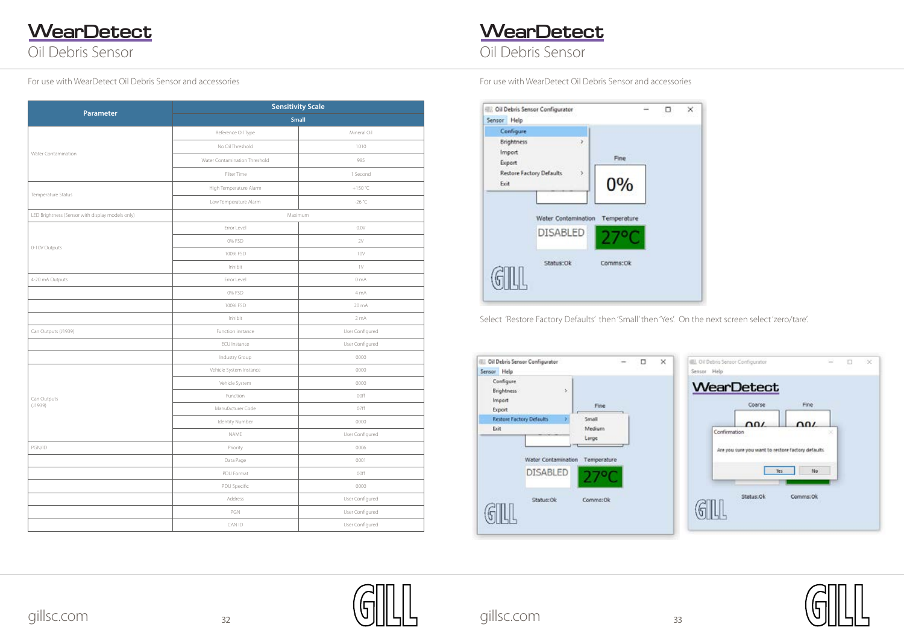# WearDetect
## Oil Debris Sensor

For use with WearDetect Oil Debris Sensor and accessories

| Parameter | Sensitivity Scale | |
|---|---|---|
| | Small | |
| Water Contamination | Reference Oil Type | Mineral Oil |
| | No Oil Threshold | 1010 |
| | Water Contamination Threshold | 985 |
| | Filter Time | 1 Second |
| Temperature Status | High Temperature Alarm | +150 °C |
| | Low Temperature Alarm | -26 °C |
| LED Brightness (Sensor with display models only) | Maximum | |
| 0-10V Outputs | Error Level | 0.0V |
| | 0% FSD | 2V |
| | 100% FSD | 10V |
| | Inhibit | 1V |
| 4-20 mA Outputs | Error Level | 0 mA |
| | 0% FSD | 4 mA |
| | 100% FSD | 20 mA |
| | Inhibit | 2 mA |
| Can Outputs (J1939) | Function instance | User Configured |
| | ECU Instance | User Configured |
| | Industry Group | 0000 |
| Can Outputs (J1939) | Vehicle System Instance | 0000 |
| | Vehicle System | 0000 |
| | Function | 00ff |
| | Manufacturer Code | 07ff |
| | Identity Number | 0000 |
| | NAME | User Configured |
| PGN/ID | Priority | 0006 |
| | Data Page | 0001 |
| | PDU Format | 00ff |
| | PDU Specific | 0000 |
| | Address | User Configured |
| | PGN | User Configured |
| | CAN ID | User Configured |

gillsc.com

# WearDetect
## Oil Debris Sensor

For use with WearDetect Oil Debris Sensor and accessories

Select 'Restore Factory Defaults' then 'Small' then 'Yes'. On the next screen select 'zero/tare'.

gillsc.com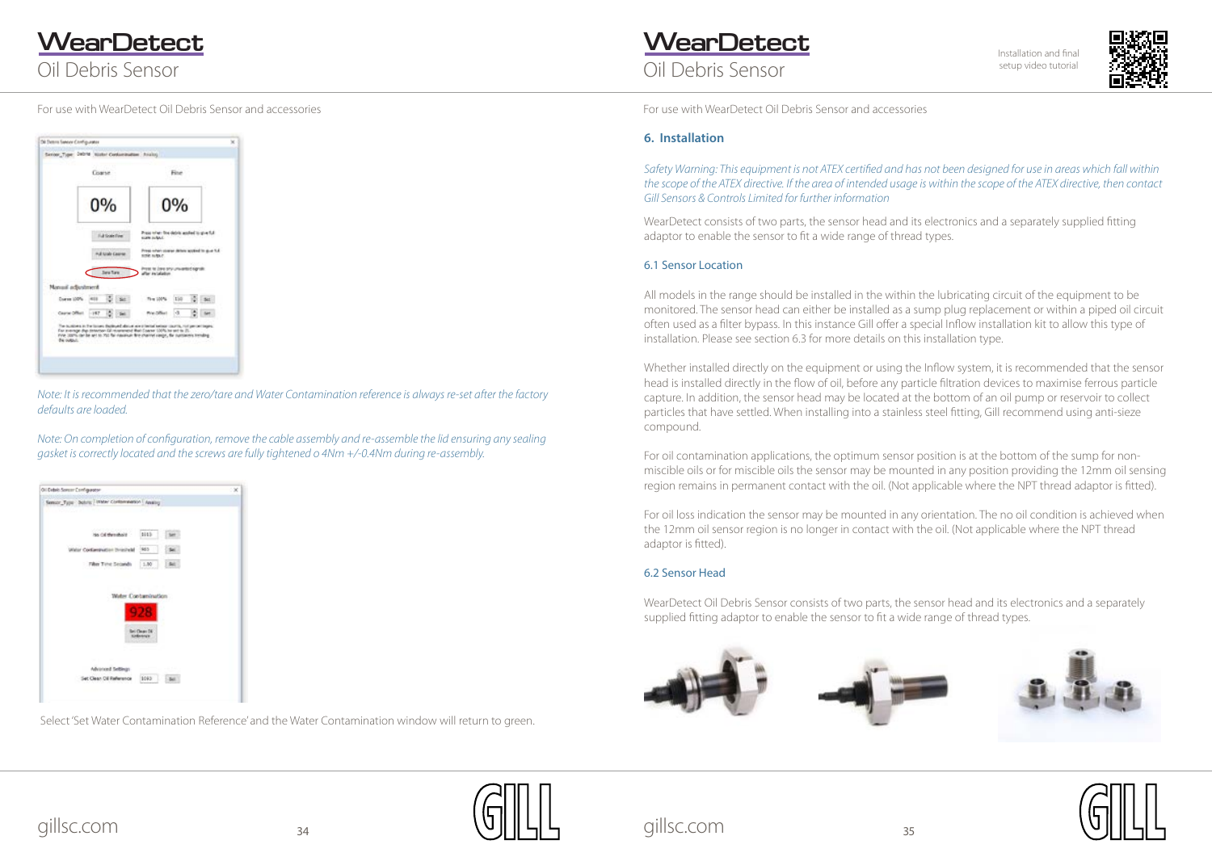For use with WearDetect Oil Debris Sensor and accessories

*Note: It is recommended that the zero/tare and Water Contamination reference is always re-set after the factory defaults are loaded.*

*Note: On completion of configuration, remove the cable assembly and re-assemble the lid ensuring any sealing gasket is correctly located and the screws are fully tightened o 4Nm +/-0.4Nm during re-assembly.*

Select 'Set Water Contamination Reference' and the Water Contamination window will return to green.

For use with WearDetect Oil Debris Sensor and accessories

Installation and final setup video tutorial

## 6. Installation

*Safety Warning: This equipment is not ATEX certified and has not been designed for use in areas which fall within the scope of the ATEX directive. If the area of intended usage is within the scope of the ATEX directive, then contact Gill Sensors & Controls Limited for further information*

WearDetect consists of two parts, the sensor head and its electronics and a separately supplied fitting adaptor to enable the sensor to fit a wide range of thread types.

### 6.1 Sensor Location

All models in the range should be installed in the within the lubricating circuit of the equipment to be monitored. The sensor head can either be installed as a sump plug replacement or within a piped oil circuit often used as a filter bypass. In this instance Gill offer a special Inflow installation kit to allow this type of installation. Please see section 6.3 for more details on this installation type.

Whether installed directly on the equipment or using the Inflow system, it is recommended that the sensor head is installed directly in the flow of oil, before any particle filtration devices to maximise ferrous particle capture. In addition, the sensor head may be located at the bottom of an oil pump or reservoir to collect particles that have settled. When installing into a stainless steel fitting, Gill recommend using anti-sieze compound.

For oil contamination applications, the optimum sensor position is at the bottom of the sump for non-miscible oils or for miscible oils the sensor may be mounted in any position providing the 12mm oil sensing region remains in permanent contact with the oil. (Not applicable where the NPT thread adaptor is fitted).

For oil loss indication the sensor may be mounted in any orientation. The no oil condition is achieved when the 12mm oil sensor region is no longer in contact with the oil. (Not applicable where the NPT thread adaptor is fitted).

### 6.2 Sensor Head

WearDetect Oil Debris Sensor consists of two parts, the sensor head and its electronics and a separately supplied fitting adaptor to enable the sensor to fit a wide range of thread types.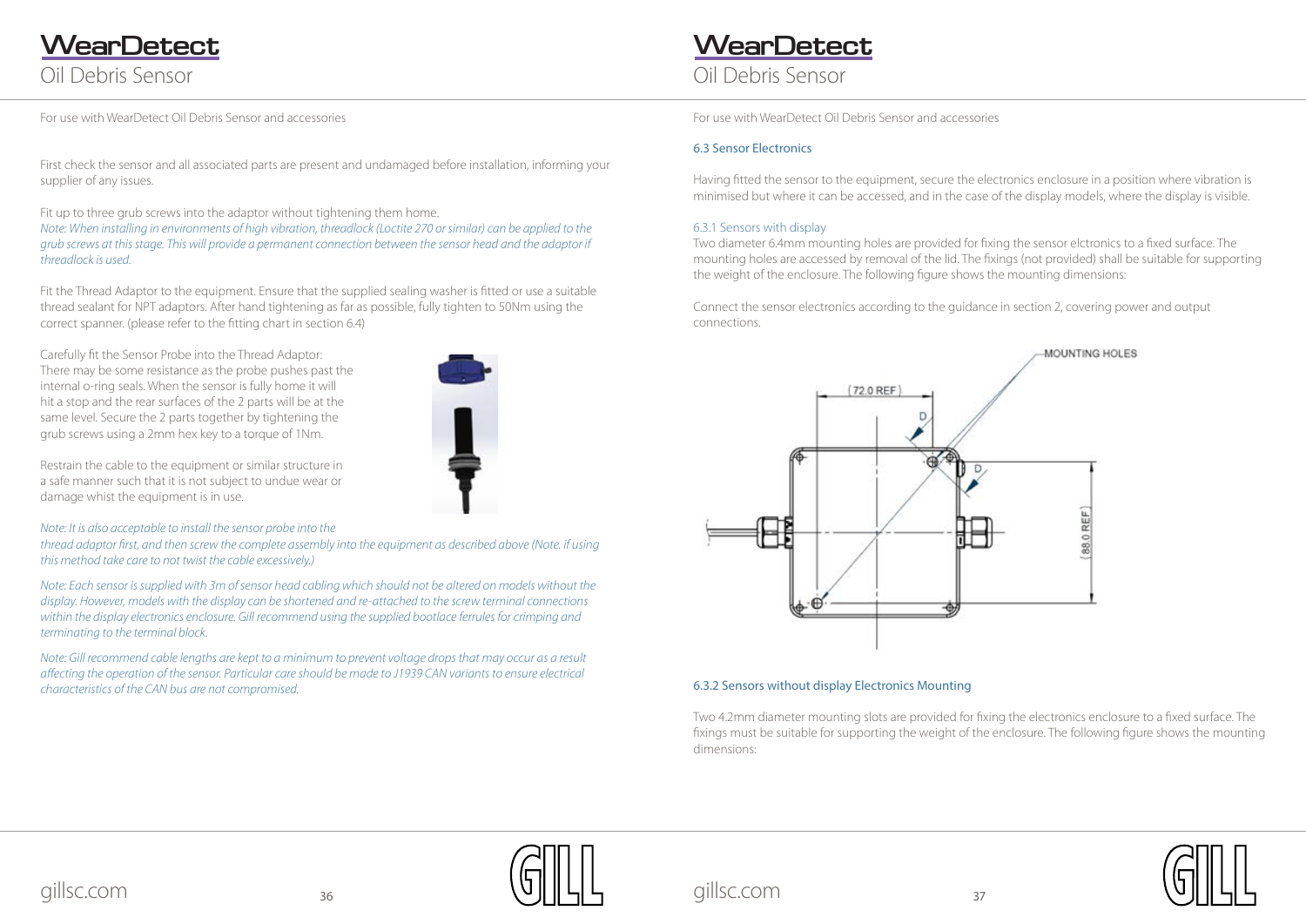For use with WearDetect Oil Debris Sensor and accessories

First check the sensor and all associated parts are present and undamaged before installation, informing your supplier of any issues.

Fit up to three grub screws into the adaptor without tightening them home.
*Note: When installing in environments of high vibration, threadlock (Loctite 270 or similar) can be applied to the grub screws at this stage. This will provide a permanent connection between the sensor head and the adaptor if threadlock is used.*

Fit the Thread Adaptor to the equipment. Ensure that the supplied sealing washer is fitted or use a suitable thread sealant for NPT adaptors. After hand tightening as far as possible, fully tighten to 50Nm using the correct spanner. (please refer to the fitting chart in section 6.4)

Carefully fit the Sensor Probe into the Thread Adaptor: There may be some resistance as the probe pushes past the internal o-ring seals. When the sensor is fully home it will hit a stop and the rear surfaces of the 2 parts will be at the same level. Secure the 2 parts together by tightening the grub screws using a 2mm hex key to a torque of 1Nm.

Restrain the cable to the equipment or similar structure in a safe manner such that it is not subject to undue wear or damage whist the equipment is in use.

*Note: It is also acceptable to install the sensor probe into the thread adaptor first, and then screw the complete assembly into the equipment as described above (Note. if using this method take care to not twist the cable excessively.)*

*Note: Each sensor is supplied with 3m of sensor head cabling which should not be altered on models without the display. However, models with the display can be shortened and re-attached to the screw terminal connections within the display electronics enclosure. Gill recommend using the supplied bootlace ferrules for crimping and terminating to the terminal block.*

*Note: Gill recommend cable lengths are kept to a minimum to prevent voltage drops that may occur as a result affecting the operation of the sensor. Particular care should be made to J1939 CAN variants to ensure electrical characteristics of the CAN bus are not compromised.*

For use with WearDetect Oil Debris Sensor and accessories

### 6.3 Sensor Electronics

Having fitted the sensor to the equipment, secure the electronics enclosure in a position where vibration is minimised but where it can be accessed, and in the case of the display models, where the display is visible.

#### 6.3.1 Sensors with display

Two diameter 6.4mm mounting holes are provided for fixing the sensor elctronics to a fixed surface. The mounting holes are accessed by removal of the lid. The fixings (not provided) shall be suitable for supporting the weight of the enclosure. The following figure shows the mounting dimensions:

Connect the sensor electronics according to the guidance in section 2, covering power and output connections.

#### 6.3.2 Sensors without display Electronics Mounting

Two 4.2mm diameter mounting slots are provided for fixing the electronics enclosure to a fixed surface. The fixings must be suitable for supporting the weight of the enclosure. The following figure shows the mounting dimensions: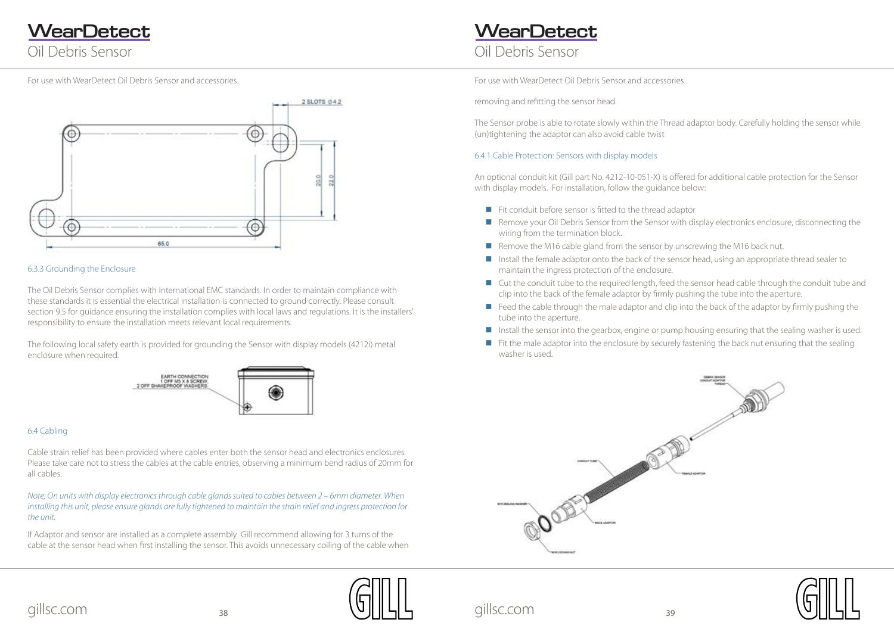For use with WearDetect Oil Debris Sensor and accessories

#### 6.3.3 Grounding the Enclosure

The Oil Debris Sensor complies with International EMC standards. In order to maintain compliance with these standards it is essential the electrical installation is connected to ground correctly. Please consult section 9.5 for guidance ensuring the installation complies with local laws and regulations. It is the installers' responsibility to ensure the installation meets relevant local requirements.

The following local safety earth is provided for grounding the Sensor with display models (4212i) metal enclosure when required.

### 6.4 Cabling

Cable strain relief has been provided where cables enter both the sensor head and electronics enclosures. Please take care not to stress the cables at the cable entries, observing a minimum bend radius of 20mm for all cables.

*Note; On units with display electronics through cable glands suited to cables between 2 – 6mm diameter. When installing this unit, please ensure glands are fully tightened to maintain the strain relief and ingress protection for the unit.*

If Adaptor and sensor are installed as a complete assembly Gill recommend allowing for 3 turns of the cable at the sensor head when first installing the sensor. This avoids unnecessary coiling of the cable when removing and refitting the sensor head.

The Sensor probe is able to rotate slowly within the Thread adaptor body. Carefully holding the sensor while (un)tightening the adaptor can also avoid cable twist

#### 6.4.1 Cable Protection: Sensors with display models

An optional conduit kit (Gill part No. 4212-10-051-X) is offered for additional cable protection for the Sensor with display models. For installation, follow the guidance below:

- Fit conduit before sensor is fitted to the thread adaptor
- Remove your Oil Debris Sensor from the Sensor with display electronics enclosure, disconnecting the wiring from the termination block.
- Remove the M16 cable gland from the sensor by unscrewing the M16 back nut.
- Install the female adaptor onto the back of the sensor head, using an appropriate thread sealer to maintain the ingress protection of the enclosure.
- Cut the conduit tube to the required length, feed the sensor head cable through the conduit tube and clip into the back of the female adaptor by firmly pushing the tube into the aperture.
- Feed the cable through the male adaptor and clip into the back of the adaptor by firmly pushing the tube into the aperture.
- Install the sensor into the gearbox, engine or pump housing ensuring that the sealing washer is used.
- Fit the male adaptor into the enclosure by securely fastening the back nut ensuring that the sealing washer is used.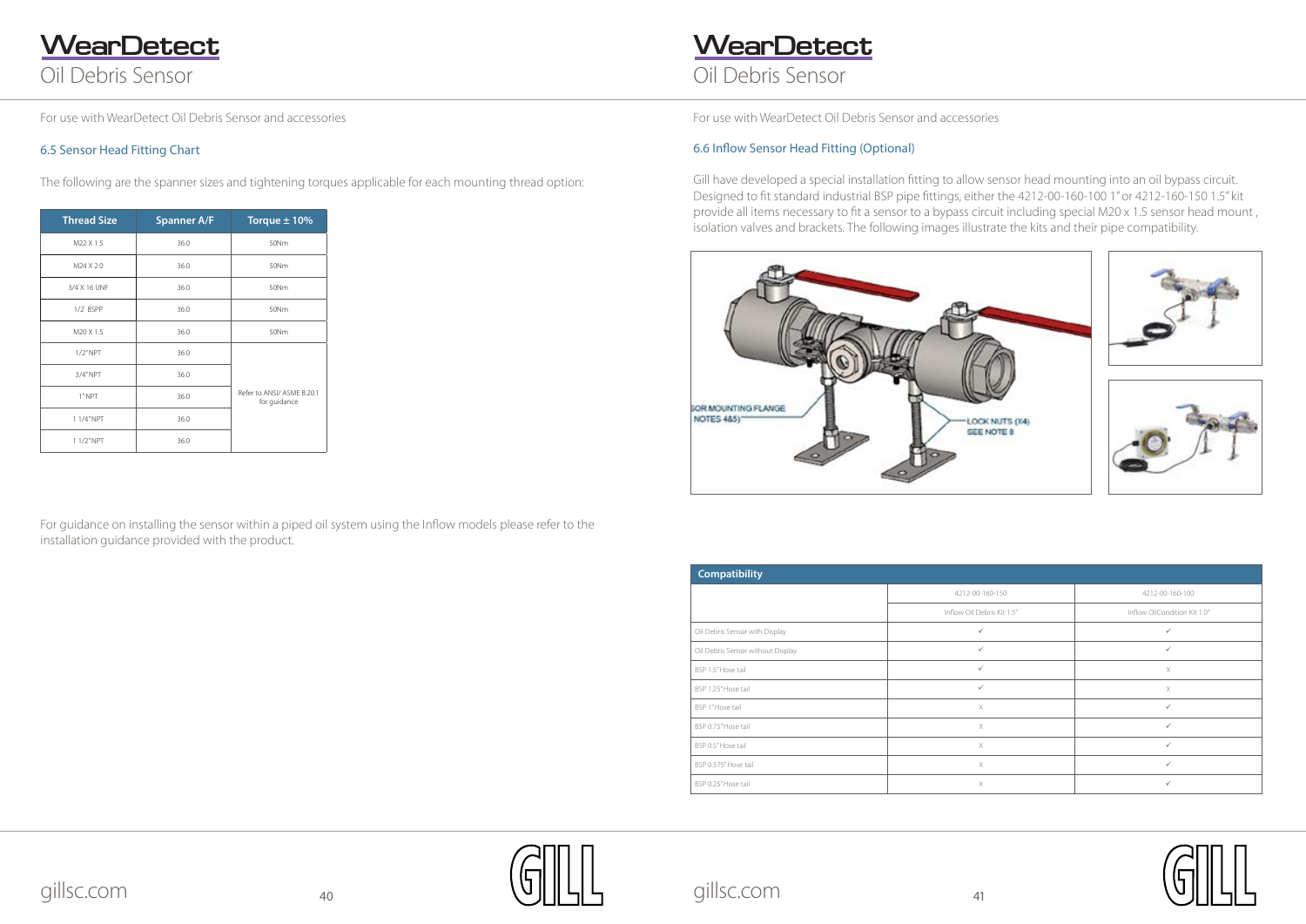For use with WearDetect Oil Debris Sensor and accessories

### 6.5 Sensor Head Fitting Chart

The following are the spanner sizes and tightening torques applicable for each mounting thread option:

| Thread Size | Spanner A/F | Torque ± 10% |
|---|---|---|
| M22 X 1.5 | 36.0 | 50Nm |
| M24 X 2.0 | 36.0 | 50Nm |
| 3/4˝X 16 UNF | 36.0 | 50Nm |
| 1/2˝ BSPP | 36.0 | 50Nm |
| M20 X 1.5 | 36.0 | 50Nm |
| 1/2˝NPT | 36.0 | Refer to ANSI/ ASME B.20.1 for guidance |
| 3/4˝NPT | 36.0 | |
| 1˝NPT | 36.0 | |
| 1 1/4˝NPT | 36.0 | |
| 1 1/2˝NPT | 36.0 | |

For guidance on installing the sensor within a piped oil system using the Inflow models please refer to the installation guidance provided with the product.

For use with WearDetect Oil Debris Sensor and accessories

### 6.6 Inflow Sensor Head Fitting (Optional)

Gill have developed a special installation fitting to allow sensor head mounting into an oil bypass circuit. Designed to fit standard industrial BSP pipe fittings, either the 4212-00-160-100 1˝ or 4212-00-160-150 1.5˝ kit provide all items necessary to fit a sensor to a bypass circuit including special M20 x 1.5 sensor head mount , isolation valves and brackets. The following images illustrate the kits and their pipe compatibility.

SOR MOUNTING FLANGE NOTES 4&5)

LOCK NUTS (X4) SEE NOTE 8

| Compatibility | | |
|---|---|---|
| | 4212-00-160-150 | 4212-00-160-100 |
| | Inflow Oil Debris Kit 1.5˝ | Inflow OilCondition Kit 1.0˝ |
| Oil Debris Sensor with Display | ✓ | ✓ |
| Oil Debris Sensor without Display | ✓ | ✓ |
| BSP 1.5˝Hose tail | ✓ | X |
| BSP 1.25˝Hose tail | ✓ | X |
| BSP 1˝Hose tail | X | ✓ |
| BSP 0.75˝Hose tail | X | ✓ |
| BSP 0.5˝Hose tail | X | ✓ |
| BSP 0.375˝ Hose tail | X | ✓ |
| BSP 0.25˝Hose tail | X | ✓ |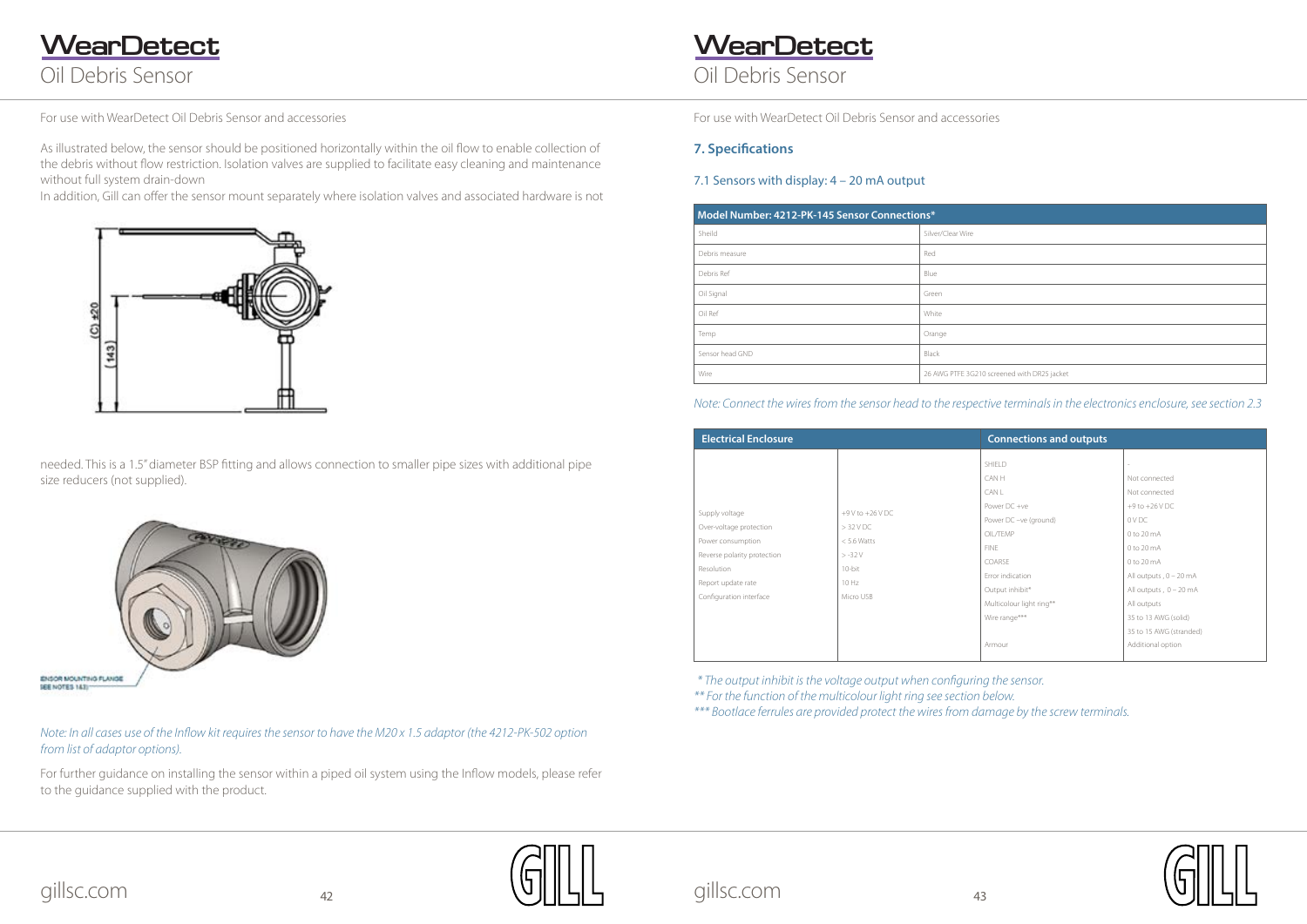# WearDetect

## Oil Debris Sensor

For use with WearDetect Oil Debris Sensor and accessories

As illustrated below, the sensor should be positioned horizontally within the oil flow to enable collection of the debris without flow restriction. Isolation valves are supplied to facilitate easy cleaning and maintenance without full system drain-down
In addition, Gill can offer the sensor mount separately where isolation valves and associated hardware is not needed. This is a 1.5" diameter BSP fitting and allows connection to smaller pipe sizes with additional pipe size reducers (not supplied).

*Note: In all cases use of the Inflow kit requires the sensor to have the M20 x 1.5 adaptor (the 4212-PK-502 option from list of adaptor options).*

For further guidance on installing the sensor within a piped oil system using the Inflow models, please refer to the guidance supplied with the product.

# WearDetect

## Oil Debris Sensor

For use with WearDetect Oil Debris Sensor and accessories

### 7. Specifications

#### 7.1 Sensors with display: 4 – 20 mA output

| Model Number: 4212-PK-145 Sensor Connections* | |
|---|---|
| Sheild | Silver/Clear Wire |
| Debris measure | Red |
| Debris Ref | Blue |
| Oil Signal | Green |
| Oil Ref | White |
| Temp | Orange |
| Sensor head GND | Black |
| Wire | 26 AWG PTFE 3G210 screened with DR25 jacket |

*Note: Connect the wires from the sensor head to the respective terminals in the electronics enclosure, see section 2.3*

| Electrical Enclosure | | Connections and outputs | |
|---|---|---|---|
| | | SHIELD | - |
| | | CAN H | Not connected |
| | | CAN L | Not connected |
| | | Power DC +ve | +9 to +26 V DC |
| Supply voltage | +9 V to +26 V DC | Power DC –ve (ground) | 0 V DC |
| Over-voltage protection | > 32 V DC | OIL/TEMP | 0 to 20 mA |
| Power consumption | < 5.6 Watts | FINE | 0 to 20 mA |
| Reverse polarity protection | > -32 V | COARSE | 0 to 20 mA |
| Resolution | 10-bit | Error indication | All outputs , 0 – 20 mA |
| Report update rate | 10 Hz | Output inhibit* | All outputs , 0 – 20 mA |
| Configuration interface | Micro USB | Multicolour light ring** | All outputs |
| | | Wire range*** | 35 to 13 AWG (solid) |
| | | | 35 to 15 AWG (stranded) |
| | | Armour | Additional option |

*\* The output inhibit is the voltage output when configuring the sensor.*
*\*\* For the function of the multicolour light ring see section below.*
*\*\*\* Bootlace ferrules are provided protect the wires from damage by the screw terminals.*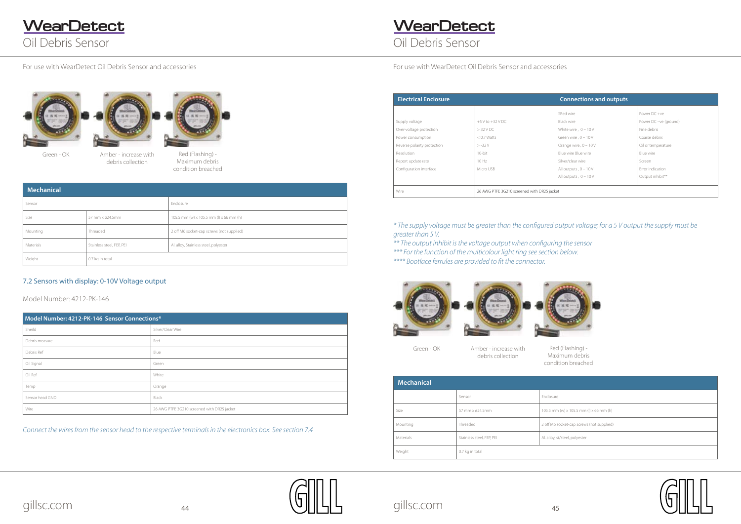# WearDetect
## Oil Debris Sensor

For use with WearDetect Oil Debris Sensor and accessories

Green - OK

Amber - increase with debris collection

Red (Flashing) - Maximum debris condition breached

| Mechanical | | |
|---|---|---|
| Sensor | | Enclosure |
| Size | 57 mm x ø24.5mm | 105.5 mm (w) x 105.5 mm (l) x 66 mm (h) |
| Mounting | Threaded | 2 off M6 socket-cap screws (not supplied) |
| Materials | Stainless steel, FEP, PEI | Al. alloy, Stainless steel, polyester |
| Weight | 0.7 kg in total | |

### 7.2 Sensors with display: 0-10V Voltage output

Model Number: 4212-PK-146

| Model Number: 4212-PK-146 Sensor Connections* | |
|---|---|
| Sheild | Silver/Clear Wire |
| Debris measure | Red |
| Debris Ref | Blue |
| Oil Signal | Green |
| Oil Ref | White |
| Temp | Orange |
| Sensor head GND | Black |
| Wire | 26 AWG PTFE 3G210 screened with DR25 jacket |

*Connect the wires from the sensor head to the respective terminals in the electronics box. See section 7.4*

# WearDetect
## Oil Debris Sensor

For use with WearDetect Oil Debris Sensor and accessories

| Electrical Enclosure | | Connections and outputs | |
|---|---|---|---|
| | | SRed wire | Power DC +ve |
| Supply voltage | +5 V to +32 V DC | Black wire | Power DC –ve (ground) |
| Over-voltage protection | > 32 V DC | White wire , 0 – 10 V | Fine debris |
| Power consumption | < 0.7 Watts | Green wire , 0 – 10 V | Coarse debris |
| Reverse polarity protection | > -32 V | Orange wire , 0 – 10 V | Oil or temperature |
| Resolution | 10-bit | Blue wire Blue wire | Blue wire |
| Report update rate | 10 Hz | Silver/clear wire | Screen |
| Configuration interface | Micro USB | All outputs , 0 – 10 V | Error indication |
| | | All outputs , 0 – 10 V | Output inhibit** |
| Wire | 26 AWG PTFE 3G210 screened with DR25 jacket | | |

*\* The supply voltage must be greater than the configured output voltage; for a 5 V output the supply must be greater than 5 V.*
*\*\* The output inhibit is the voltage output when configuring the sensor*
*\*\*\* For the function of the multicolour light ring see section below.*
*\*\*\*\* Bootlace ferrules are provided to fit the connector.*

Green - OK

Amber - increase with debris collection

Red (Flashing) - Maximum debris condition breached

| Mechanical | | |
|---|---|---|
| | Sensor | Enclosure |
| Size | 57 mm x ø24.5mm | 105.5 mm (w) x 105.5 mm (l) x 66 mm (h) |
| Mounting | Threaded | 2 off M6 socket-cap screws (not supplied) |
| Materials | Stainless steel, FEP, PEI | Al. alloy, st/steel, polyester |
| Weight | 0.7 kg in total | |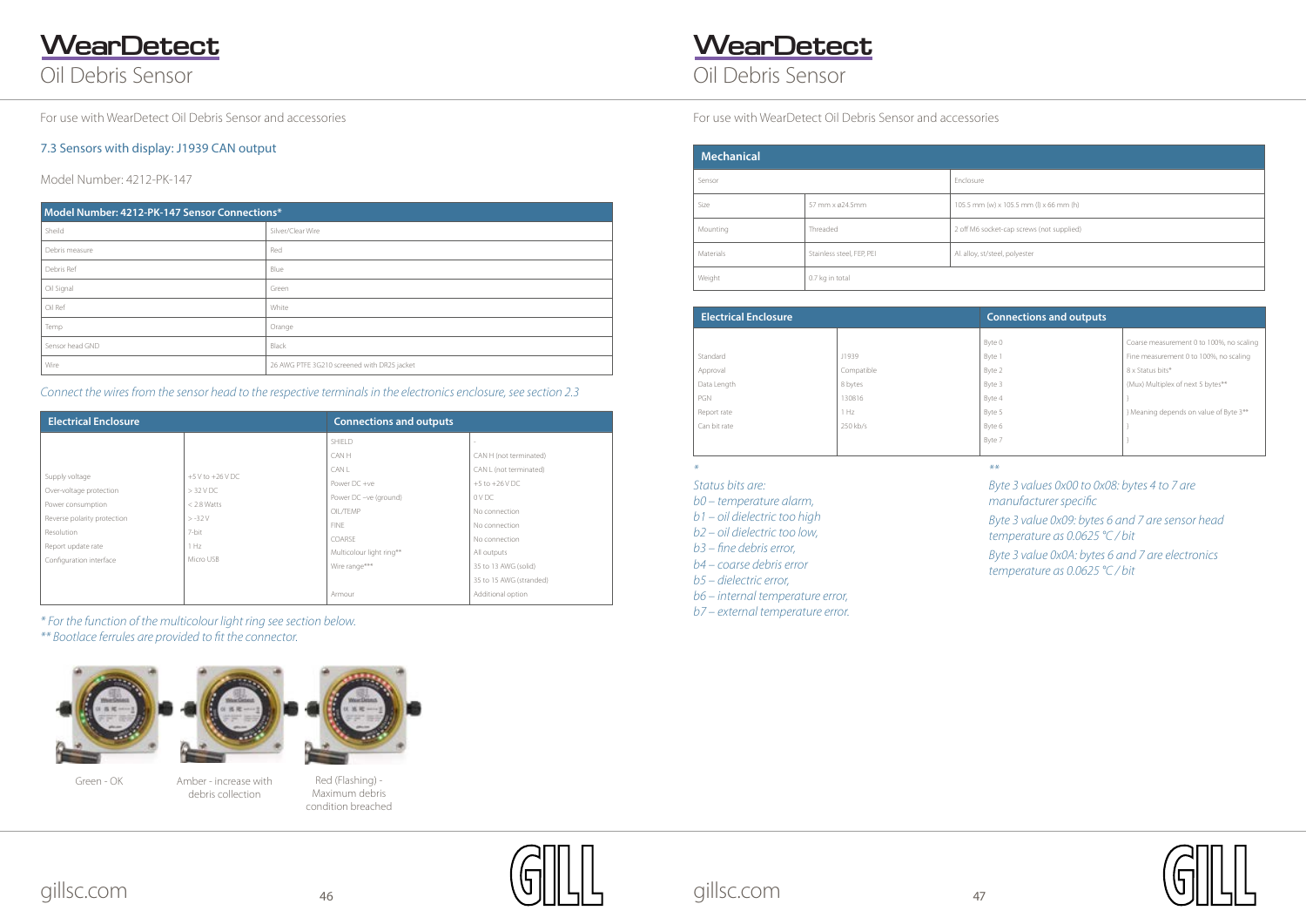For use with WearDetect Oil Debris Sensor and accessories

## 7.3 Sensors with display: J1939 CAN output

Model Number: 4212-PK-147

| Model Number: 4212-PK-147 Sensor Connections* | |
|---|---|
| Sheild | Silver/Clear Wire |
| Debris measure | Red |
| Debris Ref | Blue |
| Oil Signal | Green |
| Oil Ref | White |
| Temp | Orange |
| Sensor head GND | Black |
| Wire | 26 AWG PTFE 3G210 screened with DR25 jacket |

*Connect the wires from the sensor head to the respective terminals in the electronics enclosure, see section 2.3*

| Electrical Enclosure | | Connections and outputs | |
|---|---|---|---|
| | | SHIELD | - |
| | | CAN H | CAN H (not terminated) |
| | | CAN L | CAN L (not terminated) |
| Supply voltage | +5 V to +26 V DC | Power DC +ve | +5 to +26 V DC |
| Over-voltage protection | > 32 V DC | Power DC –ve (ground) | 0 V DC |
| Power consumption | < 2.8 Watts | OIL/TEMP | No connection |
| Reverse polarity protection | > -32 V | FINE | No connection |
| Resolution | 7-bit | COARSE | No connection |
| Report update rate | 1 Hz | Multicolour light ring** | All outputs |
| Configuration interface | Micro USB | Wire range*** | 35 to 13 AWG (solid) |
| | | | 35 to 15 AWG (stranded) |
| | | Armour | Additional option |

*\* For the function of the multicolour light ring see section below.*
*\*\* Bootlace ferrules are provided to fit the connector.*

Green - OK

Amber - increase with debris collection

Red (Flashing) - Maximum debris condition breached

For use with WearDetect Oil Debris Sensor and accessories

| Mechanical | | |
|---|---|---|
| Sensor | | Enclosure |
| Size | 57 mm x ø24.5mm | 105.5 mm (w) x 105.5 mm (l) x 66 mm (h) |
| Mounting | Threaded | 2 off M6 socket-cap screws (not supplied) |
| Materials | Stainless steel, FEP, PEI | Al. alloy, st/steel, polyester |
| Weight | 0.7 kg in total | |

| Electrical Enclosure | | Connections and outputs | |
|---|---|---|---|
| | | Byte 0 | Coarse measurement 0 to 100%, no scaling |
| Standard | J1939 | Byte 1 | Fine measurement 0 to 100%, no scaling |
| Approval | Compatible | Byte 2 | 8 x Status bits* |
| Data Length | 8 bytes | Byte 3 | (Mux) Multiplex of next 5 bytes** |
| PGN | 130816 | Byte 4 | } |
| Report rate | 1 Hz | Byte 5 | } Meaning depends on value of Byte 3** |
| Can bit rate | 250 kb/s | Byte 6 | } |
| | | Byte 7 | } |

\*

*Status bits are:*
*b0 – temperature alarm,*
*b1 – oil dielectric too high*
*b2 – oil dielectric too low,*
*b3 – fine debris error,*
*b4 – coarse debris error*
*b5 – dielectric error,*
*b6 – internal temperature error,*
*b7 – external temperature error.*

\*\*

*Byte 3 values 0x00 to 0x08: bytes 4 to 7 are manufacturer specific*

*Byte 3 value 0x09: bytes 6 and 7 are sensor head temperature as 0.0625 °C / bit*

*Byte 3 value 0x0A: bytes 6 and 7 are electronics temperature as 0.0625 °C / bit*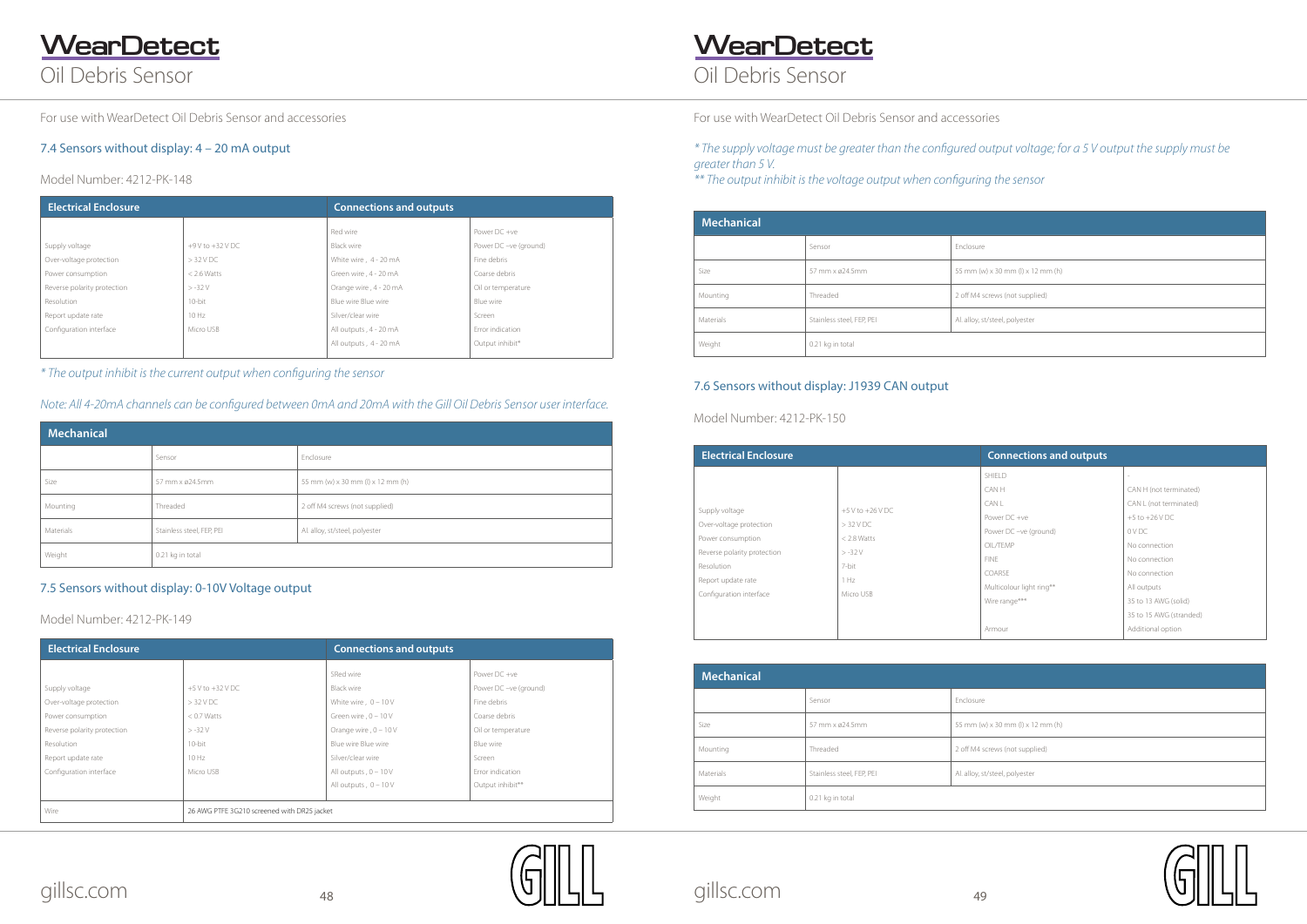# WearDetect
Oil Debris Sensor

For use with WearDetect Oil Debris Sensor and accessories

## 7.4 Sensors without display: 4 – 20 mA output

Model Number: 4212-PK-148

| Electrical Enclosure | | Connections and outputs | |
|---|---|---|---|
| | | Red wire | Power DC +ve |
| Supply voltage | +9 V to +32 V DC | Black wire | Power DC –ve (ground) |
| Over-voltage protection | > 32 V DC | White wire , 4 - 20 mA | Fine debris |
| Power consumption | < 2.6 Watts | Green wire , 4 - 20 mA | Coarse debris |
| Reverse polarity protection | > -32 V | Orange wire , 4 - 20 mA | Oil or temperature |
| Resolution | 10-bit | Blue wire Blue wire | Blue wire |
| Report update rate | 10 Hz | Silver/clear wire | Screen |
| Configuration interface | Micro USB | All outputs , 4 - 20 mA | Error indication |
| | | All outputs , 4 - 20 mA | Output inhibit* |

*\* The output inhibit is the current output when configuring the sensor*

*Note: All 4-20mA channels can be configured between 0mA and 20mA with the Gill Oil Debris Sensor user interface.*

| Mechanical | | |
|---|---|---|
| | Sensor | Enclosure |
| Size | 57 mm x ø24.5mm | 55 mm (w) x 30 mm (l) x 12 mm (h) |
| Mounting | Threaded | 2 off M4 screws (not supplied) |
| Materials | Stainless steel, FEP, PEI | Al. alloy, st/steel, polyester |
| Weight | 0.21 kg in total | |

## 7.5 Sensors without display: 0-10V Voltage output

Model Number: 4212-PK-149

| Electrical Enclosure | | Connections and outputs | |
|---|---|---|---|
| | | SRed wire | Power DC +ve |
| Supply voltage | +5 V to +32 V DC | Black wire | Power DC –ve (ground) |
| Over-voltage protection | > 32 V DC | White wire , 0 – 10 V | Fine debris |
| Power consumption | < 0.7 Watts | Green wire , 0 – 10 V | Coarse debris |
| Reverse polarity protection | > -32 V | Orange wire , 0 – 10 V | Oil or temperature |
| Resolution | 10-bit | Blue wire Blue wire | Blue wire |
| Report update rate | 10 Hz | Silver/clear wire | Screen |
| Configuration interface | Micro USB | All outputs , 0 – 10 V | Error indication |
| | | All outputs , 0 – 10 V | Output inhibit** |
| Wire | 26 AWG PTFE 3G210 screened with DR25 jacket | | |

*\* The supply voltage must be greater than the configured output voltage; for a 5 V output the supply must be greater than 5 V.*
*\*\* The output inhibit is the voltage output when configuring the sensor*

| Mechanical | | |
|---|---|---|
| | Sensor | Enclosure |
| Size | 57 mm x ø24.5mm | 55 mm (w) x 30 mm (l) x 12 mm (h) |
| Mounting | Threaded | 2 off M4 screws (not supplied) |
| Materials | Stainless steel, FEP, PEI | Al. alloy, st/steel, polyester |
| Weight | 0.21 kg in total | |

## 7.6 Sensors without display: J1939 CAN output

Model Number: 4212-PK-150

| Electrical Enclosure | | Connections and outputs | |
|---|---|---|---|
| | | SHIELD | - |
| | | CAN H | CAN H (not terminated) |
| | | CAN L | CAN L (not terminated) |
| Supply voltage | +5 V to +26 V DC | Power DC +ve | +5 to +26 V DC |
| Over-voltage protection | > 32 V DC | Power DC –ve (ground) | 0 V DC |
| Power consumption | < 2.8 Watts | OIL/TEMP | No connection |
| Reverse polarity protection | > -32 V | FINE | No connection |
| Resolution | 7-bit | COARSE | No connection |
| Report update rate | 1 Hz | Multicolour light ring** | All outputs |
| Configuration interface | Micro USB | Wire range*** | 35 to 13 AWG (solid) |
| | | | 35 to 15 AWG (stranded) |
| | | Armour | Additional option |

| Mechanical | | |
|---|---|---|
| | Sensor | Enclosure |
| Size | 57 mm x ø24.5mm | 55 mm (w) x 30 mm (l) x 12 mm (h) |
| Mounting | Threaded | 2 off M4 screws (not supplied) |
| Materials | Stainless steel, FEP, PEI | Al. alloy, st/steel, polyester |
| Weight | 0.21 kg in total | |

gillsc.com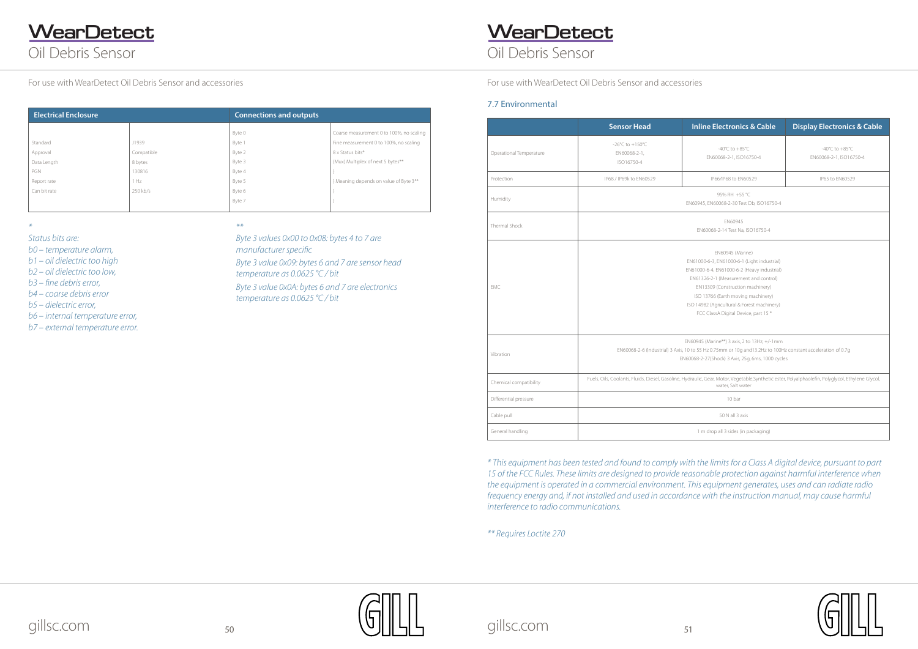# WearDetect
## Oil Debris Sensor

For use with WearDetect Oil Debris Sensor and accessories

| Electrical Enclosure | | Connections and outputs | |
|---|---|---|---|
| | | Byte 0 | Coarse measurement 0 to 100%, no scaling |
| Standard | J1939 | Byte 1 | Fine measurement 0 to 100%, no scaling |
| Approval | Compatible | Byte 2 | 8 x Status bits* |
| Data Length | 8 bytes | Byte 3 | (Mux) Multiplex of next 5 bytes** |
| PGN | 130816 | Byte 4 | ) |
| Report rate | 1 Hz | Byte 5 | ) Meaning depends on value of Byte 3** |
| Can bit rate | 250 kb/s | Byte 6 | ) |
| | | Byte 7 | ) |

*

*Status bits are:*
*b0 – temperature alarm,*
*b1 – oil dielectric too high*
*b2 – oil dielectric too low,*
*b3 – fine debris error,*
*b4 – coarse debris error*
*b5 – dielectric error,*
*b6 – internal temperature error,*
*b7 – external temperature error.*

**

*Byte 3 values 0x00 to 0x08: bytes 4 to 7 are manufacturer specific*

*Byte 3 value 0x09: bytes 6 and 7 are sensor head temperature as 0.0625 °C / bit*

*Byte 3 value 0x0A: bytes 6 and 7 are electronics temperature as 0.0625 °C / bit*

# WearDetect
## Oil Debris Sensor

For use with WearDetect Oil Debris Sensor and accessories

### 7.7 Environmental

| | Sensor Head | Inline Electronics & Cable | Display Electronics & Cable |
|---|---|---|---|
| Operational Temperature | -26°C to +150°C EN60068-2-1, ISO16750-4 | -40°C to +85°C EN60068-2-1, ISO16750-4 | -40°C to +85°C EN60068-2-1, ISO16750-4 |
| Protection | IP68 / IP69k to EN60529 | IP66/IP68 to EN60529 | IP65 to EN60529 |
| Humidity | 95% RH +55 °C EN60945, EN60068-2-30 Test Db, ISO16750-4 | | |
| Thermal Shock | EN60945 EN60068-2-14 Test Na, ISO16750-4 | | |
| EMC | EN60945 (Marine) EN61000-6-3, EN61000-6-1 (Light industrial) EN61000-6-4, EN61000-6-2 (Heavy industrial) EN61326-2-1 (Measurement and control) EN13309 (Construction machinery) ISO 13766 (Earth moving machinery) ISO 14982 (Agricultural & Forest machinery) FCC ClassA Digital Device, part 15 * | | |
| Vibration | EN60945 (Marine**) 3 axis, 2 to 13Hz, +/-1mm EN60068-2-6 (Industrial) 3 Axis, 10 to 55 Hz 0.75mm or 10g and13.2Hz to 100Hz constant acceleration of 0.7g EN60068-2-27(Shock) 3 Axis, 25g, 6ms, 1000 cycles | | |
| Chemical compatibility | Fuels, Oils, Coolants, Fluids, Diesel, Gasoline, Hydraulic, Gear, Motor, Vegetable,Synthetic ester, Polyalphaolefin, Polyglycol, Ethylene Glycol, water, Salt water | | |
| Differential pressure | 10 bar | | |
| Cable pull | 50 N all 3 axis | | |
| General handling | 1 m drop all 3 sides (in packaging) | | |

*\* This equipment has been tested and found to comply with the limits for a Class A digital device, pursuant to part 15 of the FCC Rules. These limits are designed to provide reasonable protection against harmful interference when the equipment is operated in a commercial environment. This equipment generates, uses and can radiate radio frequency energy and, if not installed and used in accordance with the instruction manual, may cause harmful interference to radio communications.*

*\*\* Requires Loctite 270*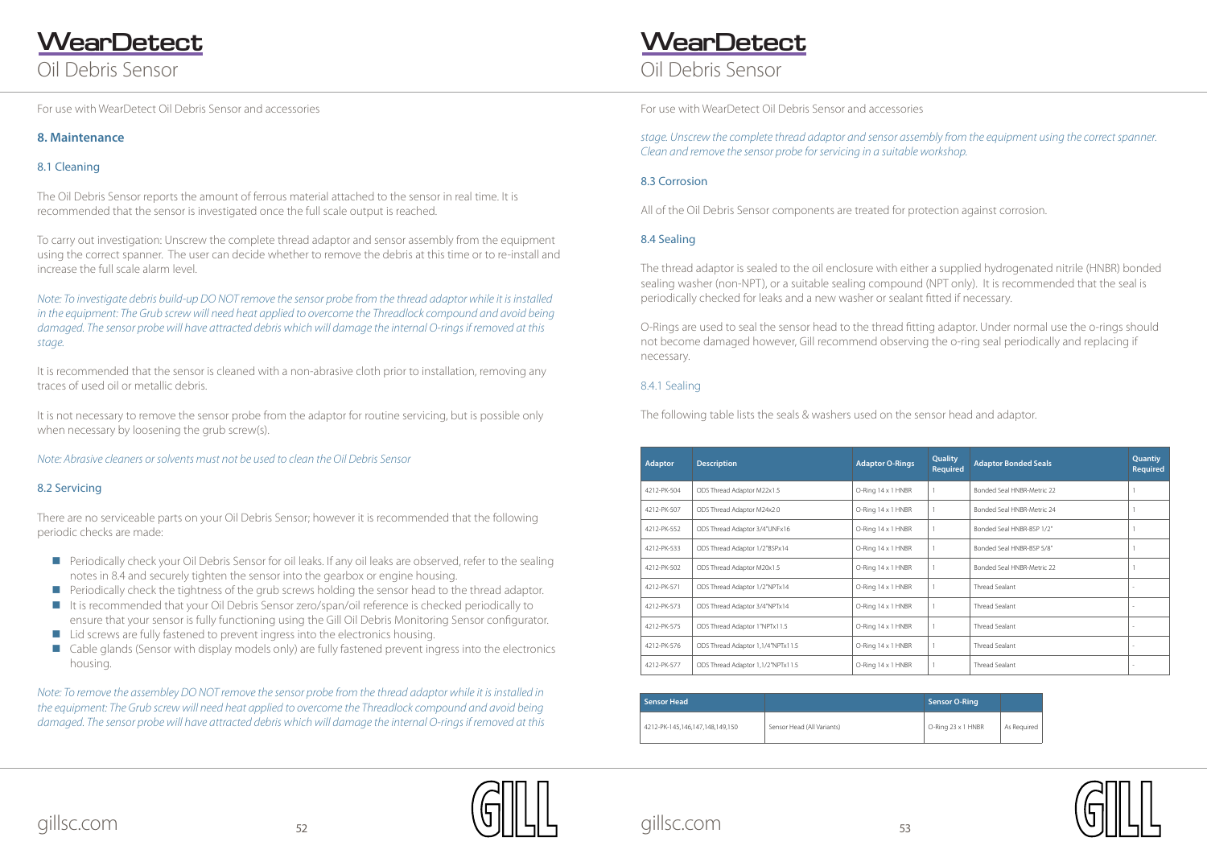For use with WearDetect Oil Debris Sensor and accessories

## 8. Maintenance

### 8.1 Cleaning

The Oil Debris Sensor reports the amount of ferrous material attached to the sensor in real time. It is recommended that the sensor is investigated once the full scale output is reached.

To carry out investigation: Unscrew the complete thread adaptor and sensor assembly from the equipment using the correct spanner. The user can decide whether to remove the debris at this time or to re-install and increase the full scale alarm level.

*Note: To investigate debris build-up DO NOT remove the sensor probe from the thread adaptor while it is installed in the equipment: The Grub screw will need heat applied to overcome the Threadlock compound and avoid being damaged. The sensor probe will have attracted debris which will damage the internal O-rings if removed at this stage.*

It is recommended that the sensor is cleaned with a non-abrasive cloth prior to installation, removing any traces of used oil or metallic debris.

It is not necessary to remove the sensor probe from the adaptor for routine servicing, but is possible only when necessary by loosening the grub screw(s).

*Note: Abrasive cleaners or solvents must not be used to clean the Oil Debris Sensor*

### 8.2 Servicing

There are no serviceable parts on your Oil Debris Sensor; however it is recommended that the following periodic checks are made:

- Periodically check your Oil Debris Sensor for oil leaks. If any oil leaks are observed, refer to the sealing notes in 8.4 and securely tighten the sensor into the gearbox or engine housing.
- Periodically check the tightness of the grub screws holding the sensor head to the thread adaptor.
- It is recommended that your Oil Debris Sensor zero/span/oil reference is checked periodically to ensure that your sensor is fully functioning using the Gill Oil Debris Monitoring Sensor configurator.
- Lid screws are fully fastened to prevent ingress into the electronics housing.
- Cable glands (Sensor with display models only) are fully fastened prevent ingress into the electronics housing.

*Note: To remove the assembley DO NOT remove the sensor probe from the thread adaptor while it is installed in the equipment: The Grub screw will need heat applied to overcome the Threadlock compound and avoid being damaged. The sensor probe will have attracted debris which will damage the internal O-rings if removed at this stage. Unscrew the complete thread adaptor and sensor assembly from the equipment using the correct spanner. Clean and remove the sensor probe for servicing in a suitable workshop.*

### 8.3 Corrosion

All of the Oil Debris Sensor components are treated for protection against corrosion.

### 8.4 Sealing

The thread adaptor is sealed to the oil enclosure with either a supplied hydrogenated nitrile (HNBR) bonded sealing washer (non-NPT), or a suitable sealing compound (NPT only). It is recommended that the seal is periodically checked for leaks and a new washer or sealant fitted if necessary.

O-Rings are used to seal the sensor head to the thread fitting adaptor. Under normal use the o-rings should not become damaged however, Gill recommend observing the o-ring seal periodically and replacing if necessary.

#### 8.4.1 Sealing

The following table lists the seals & washers used on the sensor head and adaptor.

| Adaptor | Description | Adaptor O-Rings | Quality Required | Adaptor Bonded Seals | Quantiy Required |
|---|---|---|---|---|---|
| 4212-PK-504 | ODS Thread Adaptor M22x1.5 | O-Ring 14 x 1 HNBR | 1 | Bonded Seal HNBR-Metric 22 | 1 |
| 4212-PK-507 | ODS Thread Adaptor M24x2.0 | O-Ring 14 x 1 HNBR | 1 | Bonded Seal HNBR-Metric 24 | 1 |
| 4212-PK-552 | ODS Thread Adaptor 3/4"UNFx16 | O-Ring 14 x 1 HNBR | 1 | Bonded Seal HNBR-BSP 1/2" | 1 |
| 4212-PK-533 | ODS Thread Adaptor 1/2"BSPx14 | O-Ring 14 x 1 HNBR | 1 | Bonded Seal HNBR-BSP 5/8" | 1 |
| 4212-PK-502 | ODS Thread Adaptor M20x1.5 | O-Ring 14 x 1 HNBR | 1 | Bonded Seal HNBR-Metric 22 | 1 |
| 4212-PK-571 | ODS Thread Adaptor 1/2"NPTx14 | O-Ring 14 x 1 HNBR | 1 | Thread Sealant | - |
| 4212-PK-573 | ODS Thread Adaptor 3/4"NPTx14 | O-Ring 14 x 1 HNBR | 1 | Thread Sealant | - |
| 4212-PK-575 | ODS Thread Adaptor 1"NPTx11.5 | O-Ring 14 x 1 HNBR | 1 | Thread Sealant | - |
| 4212-PK-576 | ODS Thread Adaptor 1,1/4"NPTx11.5 | O-Ring 14 x 1 HNBR | 1 | Thread Sealant | - |
| 4212-PK-577 | ODS Thread Adaptor 1,1/2"NPTx11.5 | O-Ring 14 x 1 HNBR | 1 | Thread Sealant | - |

| Sensor Head | | Sensor O-Ring | |
|---|---|---|---|
| 4212-PK-145,146,147,148,149,150 | Sensor Head (All Variants) | O-Ring 23 x 1 HNBR | As Required |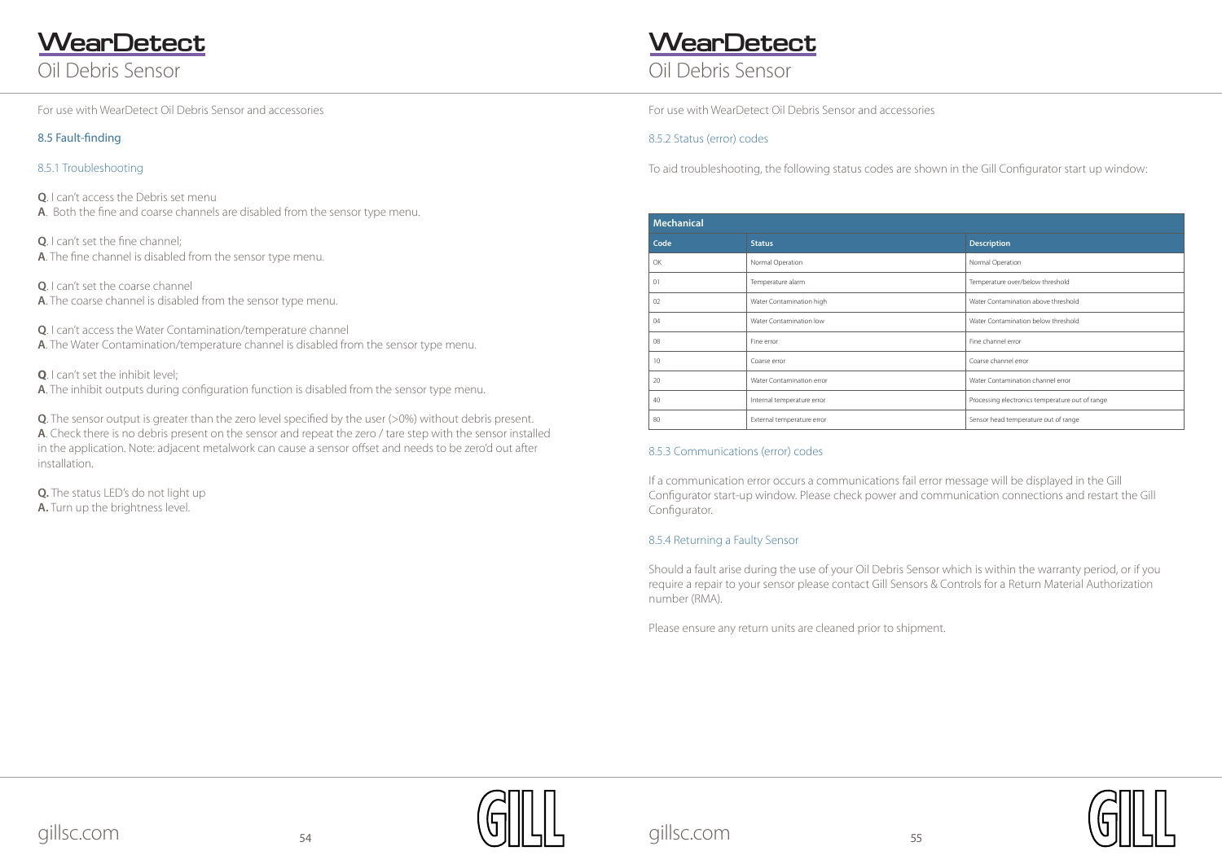For use with WearDetect Oil Debris Sensor and accessories

## 8.5 Fault-finding

### 8.5.1 Troubleshooting

**Q**. I can't access the Debris set menu
**A**. Both the fine and coarse channels are disabled from the sensor type menu.

**Q**. I can't set the fine channel;
**A**. The fine channel is disabled from the sensor type menu.

**Q**. I can't set the coarse channel
**A**. The coarse channel is disabled from the sensor type menu.

**Q**. I can't access the Water Contamination/temperature channel
**A**. The Water Contamination/temperature channel is disabled from the sensor type menu.

**Q**. I can't set the inhibit level;
**A**. The inhibit outputs during configuration function is disabled from the sensor type menu.

**Q**. The sensor output is greater than the zero level specified by the user (>0%) without debris present.
**A**. Check there is no debris present on the sensor and repeat the zero / tare step with the sensor installed in the application. Note: adjacent metalwork can cause a sensor offset and needs to be zero'd out after installation.

**Q.** The status LED's do not light up
**A.** Turn up the brightness level.

For use with WearDetect Oil Debris Sensor and accessories

### 8.5.2 Status (error) codes

To aid troubleshooting, the following status codes are shown in the Gill Configurator start up window:

| Mechanical | | |
|---|---|---|
| **Code** | **Status** | **Description** |
| OK | Normal Operation | Normal Operation |
| 01 | Temperature alarm | Temperature over/below threshold |
| 02 | Water Contamination high | Water Contamination above threshold |
| 04 | Water Contamination low | Water Contamination below threshold |
| 08 | Fine error | Fine channel error |
| 10 | Coarse error | Coarse channel error |
| 20 | Water Contamination error | Water Contamination channel error |
| 40 | Internal temperature error | Processing electronics temperature out of range |
| 80 | External temperature error | Sensor head temperature out of range |

### 8.5.3 Communications (error) codes

If a communication error occurs a communications fail error message will be displayed in the Gill Configurator start-up window. Please check power and communication connections and restart the Gill Configurator.

### 8.5.4 Returning a Faulty Sensor

Should a fault arise during the use of your Oil Debris Sensor which is within the warranty period, or if you require a repair to your sensor please contact Gill Sensors & Controls for a Return Material Authorization number (RMA).

Please ensure any return units are cleaned prior to shipment.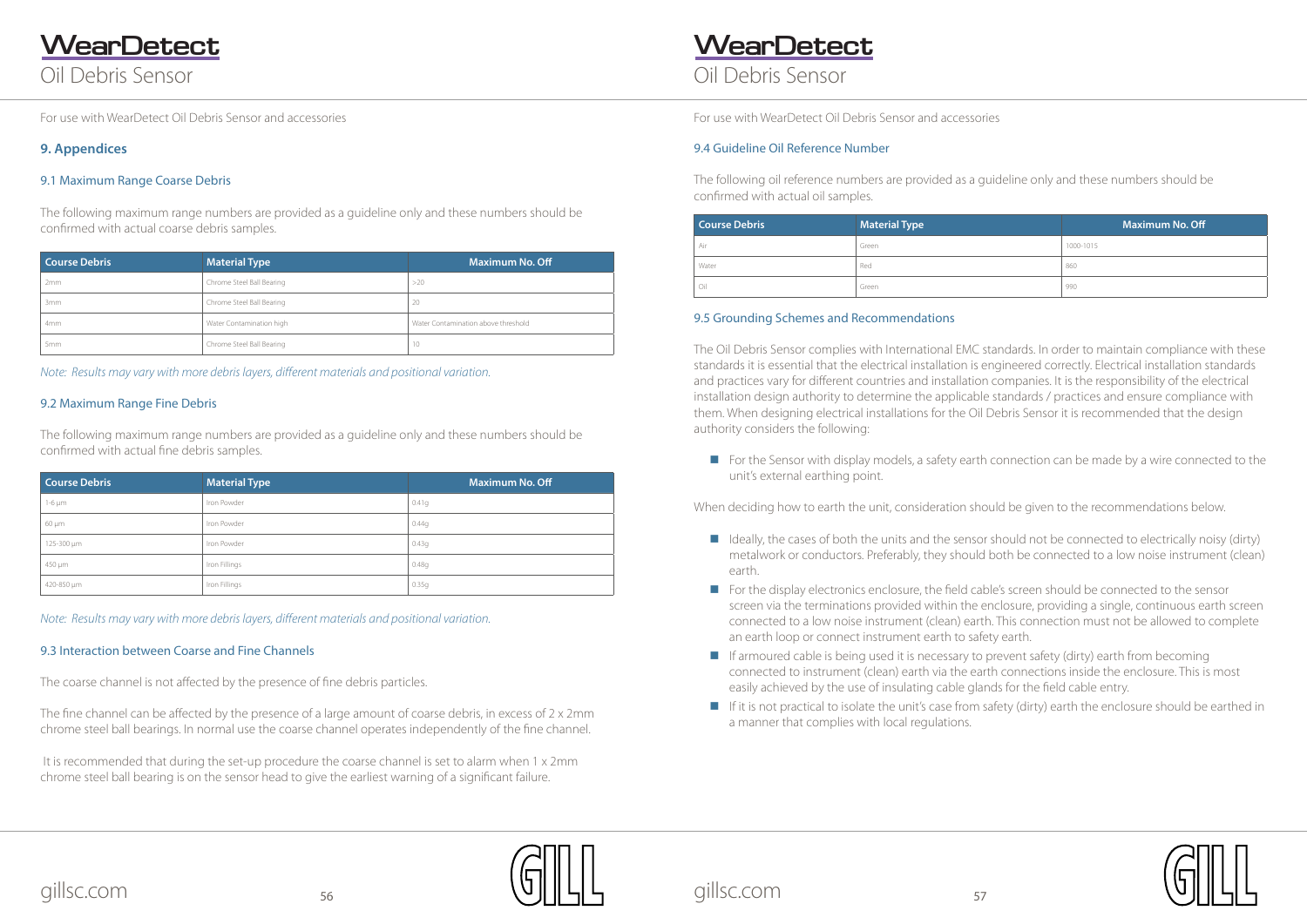For use with WearDetect Oil Debris Sensor and accessories

## 9. Appendices

### 9.1 Maximum Range Coarse Debris

The following maximum range numbers are provided as a guideline only and these numbers should be confirmed with actual coarse debris samples.

| Course Debris | Material Type | Maximum No. Off |
|---|---|---|
| 2mm | Chrome Steel Ball Bearing | >20 |
| 3mm | Chrome Steel Ball Bearing | 20 |
| 4mm | Water Contamination high | Water Contamination above threshold |
| 5mm | Chrome Steel Ball Bearing | 10 |

*Note: Results may vary with more debris layers, different materials and positional variation.*

### 9.2 Maximum Range Fine Debris

The following maximum range numbers are provided as a guideline only and these numbers should be confirmed with actual fine debris samples.

| Course Debris | Material Type | Maximum No. Off |
|---|---|---|
| 1-6 µm | Iron Powder | 0.41g |
| 60 µm | Iron Powder | 0.44g |
| 125-300 µm | Iron Powder | 0.43g |
| 450 µm | Iron Fillings | 0.48g |
| 420-850 µm | Iron Fillings | 0.35g |

*Note: Results may vary with more debris layers, different materials and positional variation.*

### 9.3 Interaction between Coarse and Fine Channels

The coarse channel is not affected by the presence of fine debris particles.

The fine channel can be affected by the presence of a large amount of coarse debris, in excess of 2 x 2mm chrome steel ball bearings. In normal use the coarse channel operates independently of the fine channel.

It is recommended that during the set-up procedure the coarse channel is set to alarm when 1 x 2mm chrome steel ball bearing is on the sensor head to give the earliest warning of a significant failure.

For use with WearDetect Oil Debris Sensor and accessories

### 9.4 Guideline Oil Reference Number

The following oil reference numbers are provided as a guideline only and these numbers should be confirmed with actual oil samples.

| Course Debris | Material Type | Maximum No. Off |
|---|---|---|
| Air | Green | 1000-1015 |
| Water | Red | 860 |
| Oil | Green | 990 |

### 9.5 Grounding Schemes and Recommendations

The Oil Debris Sensor complies with International EMC standards. In order to maintain compliance with these standards it is essential that the electrical installation is engineered correctly. Electrical installation standards and practices vary for different countries and installation companies. It is the responsibility of the electrical installation design authority to determine the applicable standards / practices and ensure compliance with them. When designing electrical installations for the Oil Debris Sensor it is recommended that the design authority considers the following:

- For the Sensor with display models, a safety earth connection can be made by a wire connected to the unit's external earthing point.

When deciding how to earth the unit, consideration should be given to the recommendations below.

- Ideally, the cases of both the units and the sensor should not be connected to electrically noisy (dirty) metalwork or conductors. Preferably, they should both be connected to a low noise instrument (clean) earth.
- For the display electronics enclosure, the field cable's screen should be connected to the sensor screen via the terminations provided within the enclosure, providing a single, continuous earth screen connected to a low noise instrument (clean) earth. This connection must not be allowed to complete an earth loop or connect instrument earth to safety earth.
- If armoured cable is being used it is necessary to prevent safety (dirty) earth from becoming connected to instrument (clean) earth via the earth connections inside the enclosure. This is most easily achieved by the use of insulating cable glands for the field cable entry.
- If it is not practical to isolate the unit's case from safety (dirty) earth the enclosure should be earthed in a manner that complies with local regulations.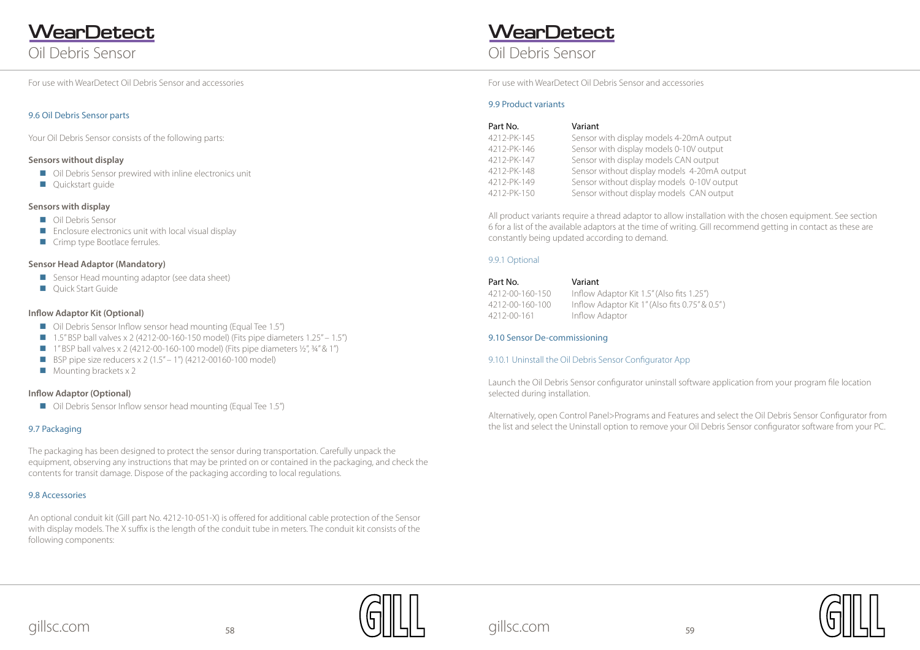# WearDetect
## Oil Debris Sensor

For use with WearDetect Oil Debris Sensor and accessories

### 9.6 Oil Debris Sensor parts

Your Oil Debris Sensor consists of the following parts:

**Sensors without display**

- Oil Debris Sensor prewired with inline electronics unit
- Quickstart guide

**Sensors with display**

- Oil Debris Sensor
- Enclosure electronics unit with local visual display
- Crimp type Bootlace ferrules.

**Sensor Head Adaptor (Mandatory)**

- Sensor Head mounting adaptor (see data sheet)
- Quick Start Guide

**Inflow Adaptor Kit (Optional)**

- Oil Debris Sensor Inflow sensor head mounting (Equal Tee 1.5")
- 1.5" BSP ball valves x 2 (4212-00-160-150 model) (Fits pipe diameters 1.25" – 1.5")
- 1" BSP ball valves x 2 (4212-00-160-100 model) (Fits pipe diameters ½", ¾" & 1")
- BSP pipe size reducers x 2 (1.5" – 1") (4212-00160-100 model)
- Mounting brackets x 2

**Inflow Adaptor (Optional)**

- Oil Debris Sensor Inflow sensor head mounting (Equal Tee 1.5")

### 9.7 Packaging

The packaging has been designed to protect the sensor during transportation. Carefully unpack the equipment, observing any instructions that may be printed on or contained in the packaging, and check the contents for transit damage. Dispose of the packaging according to local regulations.

### 9.8 Accessories

An optional conduit kit (Gill part No. 4212-10-051-X) is offered for additional cable protection of the Sensor with display models. The X suffix is the length of the conduit tube in meters. The conduit kit consists of the following components:

# WearDetect
## Oil Debris Sensor

For use with WearDetect Oil Debris Sensor and accessories

### 9.9 Product variants

| Part No. | Variant |
|---|---|
| 4212-PK-145 | Sensor with display models 4-20mA output |
| 4212-PK-146 | Sensor with display models 0-10V output |
| 4212-PK-147 | Sensor with display models CAN output |
| 4212-PK-148 | Sensor without display models 4-20mA output |
| 4212-PK-149 | Sensor without display models 0-10V output |
| 4212-PK-150 | Sensor without display models CAN output |

All product variants require a thread adaptor to allow installation with the chosen equipment. See section 6 for a list of the available adaptors at the time of writing. Gill recommend getting in contact as these are constantly being updated according to demand.

#### 9.9.1 Optional

| Part No. | Variant |
|---|---|
| 4212-00-160-150 | Inflow Adaptor Kit 1.5" (Also fits 1.25") |
| 4212-00-160-100 | Inflow Adaptor Kit 1" (Also fits 0.75" & 0.5") |
| 4212-00-161 | Inflow Adaptor |

### 9.10 Sensor De-commissioning

#### 9.10.1 Uninstall the Oil Debris Sensor Configurator App

Launch the Oil Debris Sensor configurator uninstall software application from your program file location selected during installation.

Alternatively, open Control Panel>Programs and Features and select the Oil Debris Sensor Configurator from the list and select the Uninstall option to remove your Oil Debris Sensor configurator software from your PC.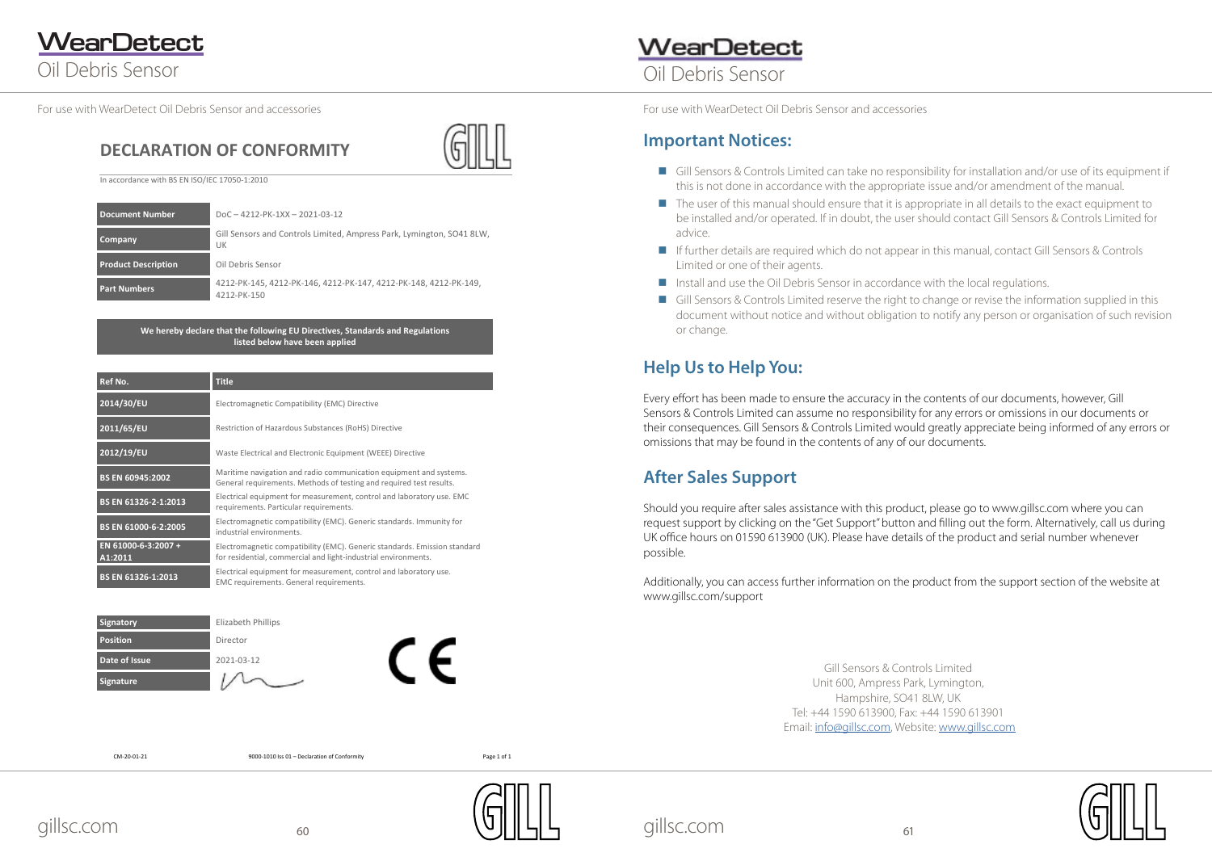# WearDetect
Oil Debris Sensor

For use with WearDetect Oil Debris Sensor and accessories

## DECLARATION OF CONFORMITY

In accordance with BS EN ISO/IEC 17050-1:2010

| | |
|---|---|
| **Document Number** | DoC – 4212-PK-1XX – 2021-03-12 |
| **Company** | Gill Sensors and Controls Limited, Ampress Park, Lymington, SO41 8LW, UK |
| **Product Description** | Oil Debris Sensor |
| **Part Numbers** | 4212-PK-145, 4212-PK-146, 4212-PK-147, 4212-PK-148, 4212-PK-149, 4212-PK-150 |

**We hereby declare that the following EU Directives, Standards and Regulations listed below have been applied**

| Ref No. | Title |
|---|---|
| **2014/30/EU** | Electromagnetic Compatibility (EMC) Directive |
| **2011/65/EU** | Restriction of Hazardous Substances (RoHS) Directive |
| **2012/19/EU** | Waste Electrical and Electronic Equipment (WEEE) Directive |
| **BS EN 60945:2002** | Maritime navigation and radio communication equipment and systems. General requirements. Methods of testing and required test results. |
| **BS EN 61326-2-1:2013** | Electrical equipment for measurement, control and laboratory use. EMC requirements. Particular requirements. |
| **BS EN 61000-6-2:2005** | Electromagnetic compatibility (EMC). Generic standards. Immunity for industrial environments. |
| **EN 61000-6-3:2007 + A1:2011** | Electromagnetic compatibility (EMC). Generic standards. Emission standard for residential, commercial and light-industrial environments. |
| **BS EN 61326-1:2013** | Electrical equipment for measurement, control and laboratory use. EMC requirements. General requirements. |

| | |
|---|---|
| **Signatory** | Elizabeth Phillips |
| **Position** | Director |
| **Date of Issue** | 2021-03-12 |
| **Signature** | |

CE

CM-20-01-21 9000-1010 Iss 01 – Declaration of Conformity Page 1 of 1

## Important Notices:

- Gill Sensors & Controls Limited can take no responsibility for installation and/or use of its equipment if this is not done in accordance with the appropriate issue and/or amendment of the manual.
- The user of this manual should ensure that it is appropriate in all details to the exact equipment to be installed and/or operated. If in doubt, the user should contact Gill Sensors & Controls Limited for advice.
- If further details are required which do not appear in this manual, contact Gill Sensors & Controls Limited or one of their agents.
- Install and use the Oil Debris Sensor in accordance with the local regulations.
- Gill Sensors & Controls Limited reserve the right to change or revise the information supplied in this document without notice and without obligation to notify any person or organisation of such revision or change.

## Help Us to Help You:

Every effort has been made to ensure the accuracy in the contents of our documents, however, Gill Sensors & Controls Limited can assume no responsibility for any errors or omissions in our documents or their consequences. Gill Sensors & Controls Limited would greatly appreciate being informed of any errors or omissions that may be found in the contents of any of our documents.

## After Sales Support

Should you require after sales assistance with this product, please go to www.gillsc.com where you can request support by clicking on the "Get Support" button and filling out the form. Alternatively, call us during UK office hours on 01590 613900 (UK). Please have details of the product and serial number whenever possible.

Additionally, you can access further information on the product from the support section of the website at www.gillsc.com/support

Gill Sensors & Controls Limited
Unit 600, Ampress Park, Lymington,
Hampshire, SO41 8LW, UK
Tel: +44 1590 613900, Fax: +44 1590 613901
Email: info@gillsc.com, Website: www.gillsc.com